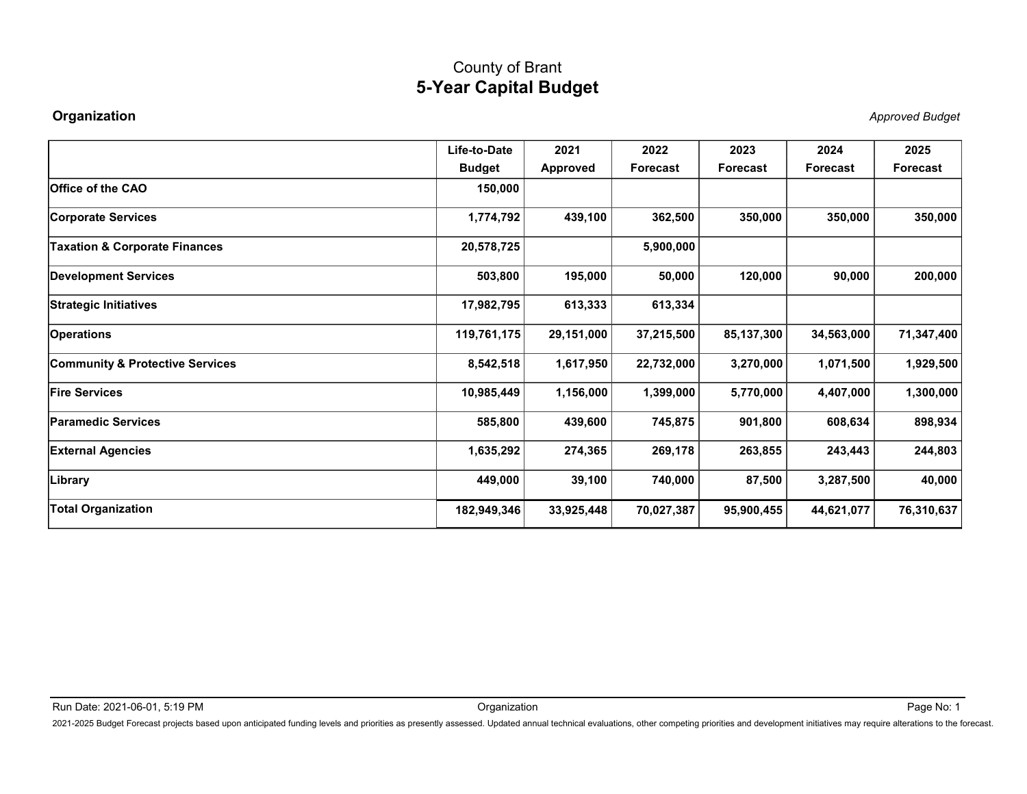County of Brant

# 5-Year Capital Budget

**Organization** *Approved Budget*

| | Life-to-Date Budget | 2021 Approved | 2022 Forecast | 2023 Forecast | 2024 Forecast | 2025 Forecast |
|---|---|---|---|---|---|---|
| **Office of the CAO** | **150,000** | | | | | |
| **Corporate Services** | **1,774,792** | **439,100** | **362,500** | **350,000** | **350,000** | **350,000** |
| **Taxation & Corporate Finances** | **20,578,725** | | **5,900,000** | | | |
| **Development Services** | **503,800** | **195,000** | **50,000** | **120,000** | **90,000** | **200,000** |
| **Strategic Initiatives** | **17,982,795** | **613,333** | **613,334** | | | |
| **Operations** | **119,761,175** | **29,151,000** | **37,215,500** | **85,137,300** | **34,563,000** | **71,347,400** |
| **Community & Protective Services** | **8,542,518** | **1,617,950** | **22,732,000** | **3,270,000** | **1,071,500** | **1,929,500** |
| **Fire Services** | **10,985,449** | **1,156,000** | **1,399,000** | **5,770,000** | **4,407,000** | **1,300,000** |
| **Paramedic Services** | **585,800** | **439,600** | **745,875** | **901,800** | **608,634** | **898,934** |
| **External Agencies** | **1,635,292** | **274,365** | **269,178** | **263,855** | **243,443** | **244,803** |
| **Library** | **449,000** | **39,100** | **740,000** | **87,500** | **3,287,500** | **40,000** |
| **Total Organization** | **182,949,346** | **33,925,448** | **70,027,387** | **95,900,455** | **44,621,077** | **76,310,637** |

Run Date: 2021-06-01, 5:19 PM

2021-2025 Budget Forecast projects based upon anticipated funding levels and priorities as presently assessed. Updated annual technical evaluations, other competing priorities and development initiatives may require alterations to the forecast.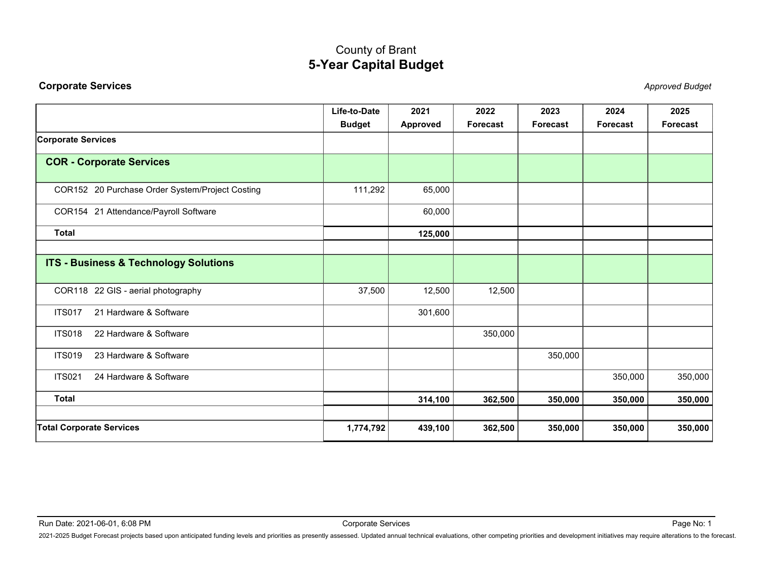County of Brant

# 5-Year Capital Budget

**Corporate Services** *Approved Budget*

| | Life-to-Date Budget | 2021 Approved | 2022 Forecast | 2023 Forecast | 2024 Forecast | 2025 Forecast |
|---|---|---|---|---|---|---|
| **Corporate Services** | | | | | | |
| **COR - Corporate Services** | | | | | | |
| COR152 20 Purchase Order System/Project Costing | 111,292 | 65,000 | | | | |
| COR154 21 Attendance/Payroll Software | | 60,000 | | | | |
| **Total** | | **125,000** | | | | |
| | | | | | | |
| **ITS - Business & Technology Solutions** | | | | | | |
| COR118 22 GIS - aerial photography | 37,500 | 12,500 | 12,500 | | | |
| ITS017 21 Hardware & Software | | 301,600 | | | | |
| ITS018 22 Hardware & Software | | | 350,000 | | | |
| ITS019 23 Hardware & Software | | | | 350,000 | | |
| ITS021 24 Hardware & Software | | | | | 350,000 | 350,000 |
| **Total** | | **314,100** | **362,500** | **350,000** | **350,000** | **350,000** |
| | | | | | | |
| **Total Corporate Services** | **1,774,792** | **439,100** | **362,500** | **350,000** | **350,000** | **350,000** |

Run Date: 2021-06-01, 6:08 PM

2021-2025 Budget Forecast projects based upon anticipated funding levels and priorities as presently assessed. Updated annual technical evaluations, other competing priorities and development initiatives may require alterations to the forecast.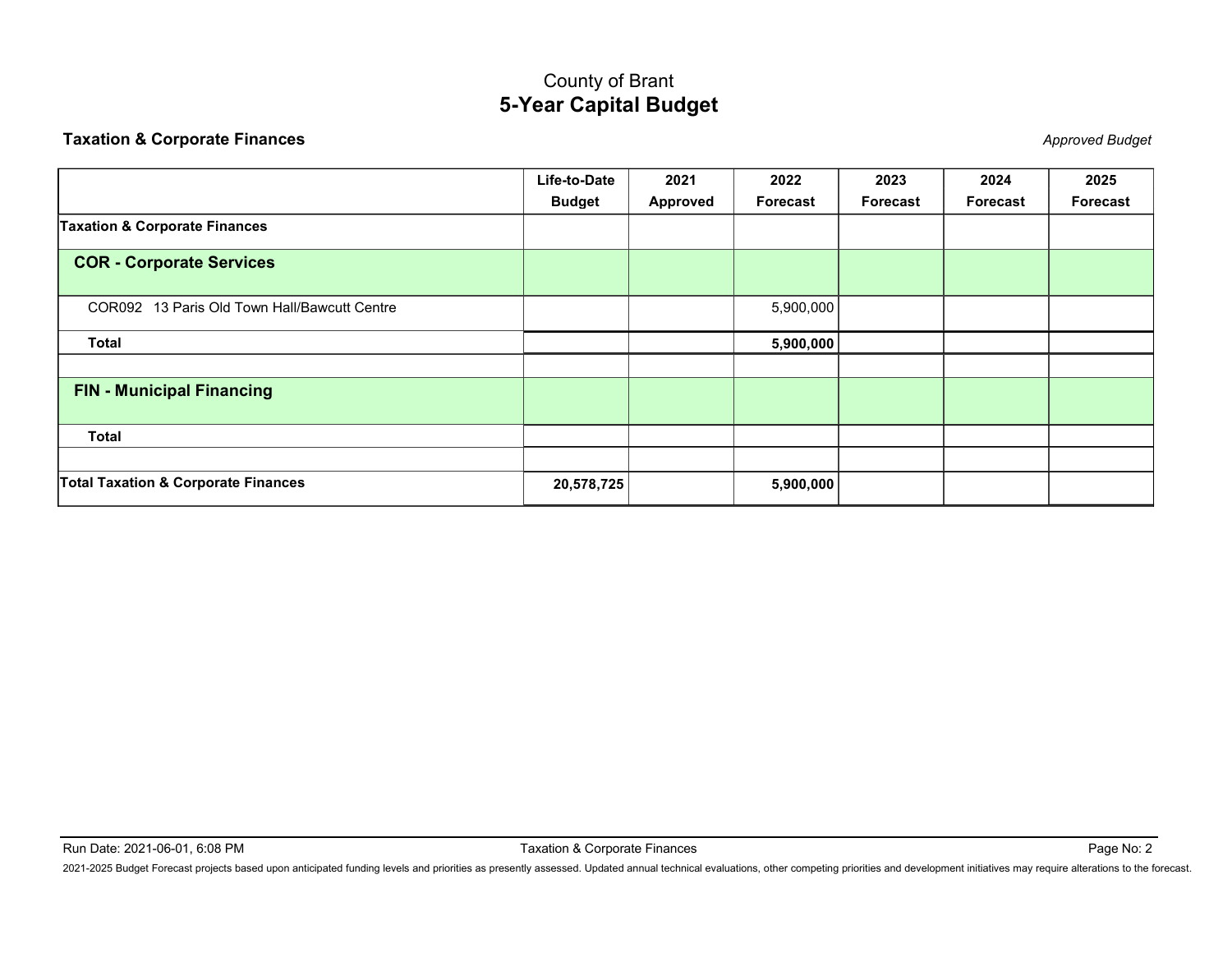County of Brant

# 5-Year Capital Budget

**Taxation & Corporate Finances** *Approved Budget*

| | Life-to-Date Budget | 2021 Approved | 2022 Forecast | 2023 Forecast | 2024 Forecast | 2025 Forecast |
|---|---|---|---|---|---|---|
| **Taxation & Corporate Finances** | | | | | | |
| **COR - Corporate Services** | | | | | | |
| COR092 13 Paris Old Town Hall/Bawcutt Centre | | | 5,900,000 | | | |
| **Total** | | | **5,900,000** | | | |
| | | | | | | |
| **FIN - Municipal Financing** | | | | | | |
| **Total** | | | | | | |
| | | | | | | |
| **Total Taxation & Corporate Finances** | **20,578,725** | | **5,900,000** | | | |

Run Date: 2021-06-01, 6:08 PM — Taxation & Corporate Finances

2021-2025 Budget Forecast projects based upon anticipated funding levels and priorities as presently assessed. Updated annual technical evaluations, other competing priorities and development initiatives may require alterations to the forecast.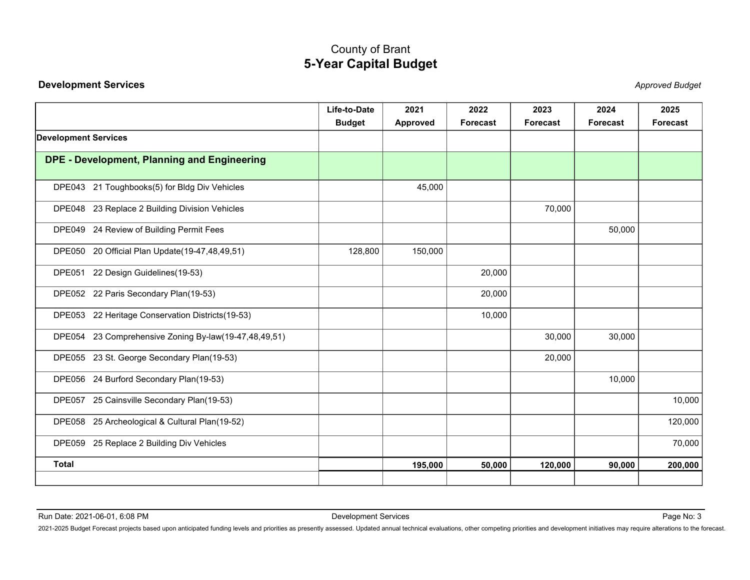# County of Brant
## 5-Year Capital Budget

**Development Services** *Approved Budget*

| | Life-to-Date Budget | 2021 Approved | 2022 Forecast | 2023 Forecast | 2024 Forecast | 2025 Forecast |
|---|---|---|---|---|---|---|
| **Development Services** | | | | | | |
| **DPE - Development, Planning and Engineering** | | | | | | |
| DPE043 21 Toughbooks(5) for Bldg Div Vehicles | | 45,000 | | | | |
| DPE048 23 Replace 2 Building Division Vehicles | | | | 70,000 | | |
| DPE049 24 Review of Building Permit Fees | | | | | 50,000 | |
| DPE050 20 Official Plan Update(19-47,48,49,51) | 128,800 | 150,000 | | | | |
| DPE051 22 Design Guidelines(19-53) | | | 20,000 | | | |
| DPE052 22 Paris Secondary Plan(19-53) | | | 20,000 | | | |
| DPE053 22 Heritage Conservation Districts(19-53) | | | 10,000 | | | |
| DPE054 23 Comprehensive Zoning By-law(19-47,48,49,51) | | | | 30,000 | 30,000 | |
| DPE055 23 St. George Secondary Plan(19-53) | | | | 20,000 | | |
| DPE056 24 Burford Secondary Plan(19-53) | | | | | 10,000 | |
| DPE057 25 Cainsville Secondary Plan(19-53) | | | | | | 10,000 |
| DPE058 25 Archeological & Cultural Plan(19-52) | | | | | | 120,000 |
| DPE059 25 Replace 2 Building Div Vehicles | | | | | | 70,000 |
| **Total** | | **195,000** | **50,000** | **120,000** | **90,000** | **200,000** |

Run Date: 2021-06-01, 6:08 PM

2021-2025 Budget Forecast projects based upon anticipated funding levels and priorities as presently assessed. Updated annual technical evaluations, other competing priorities and development initiatives may require alterations to the forecast.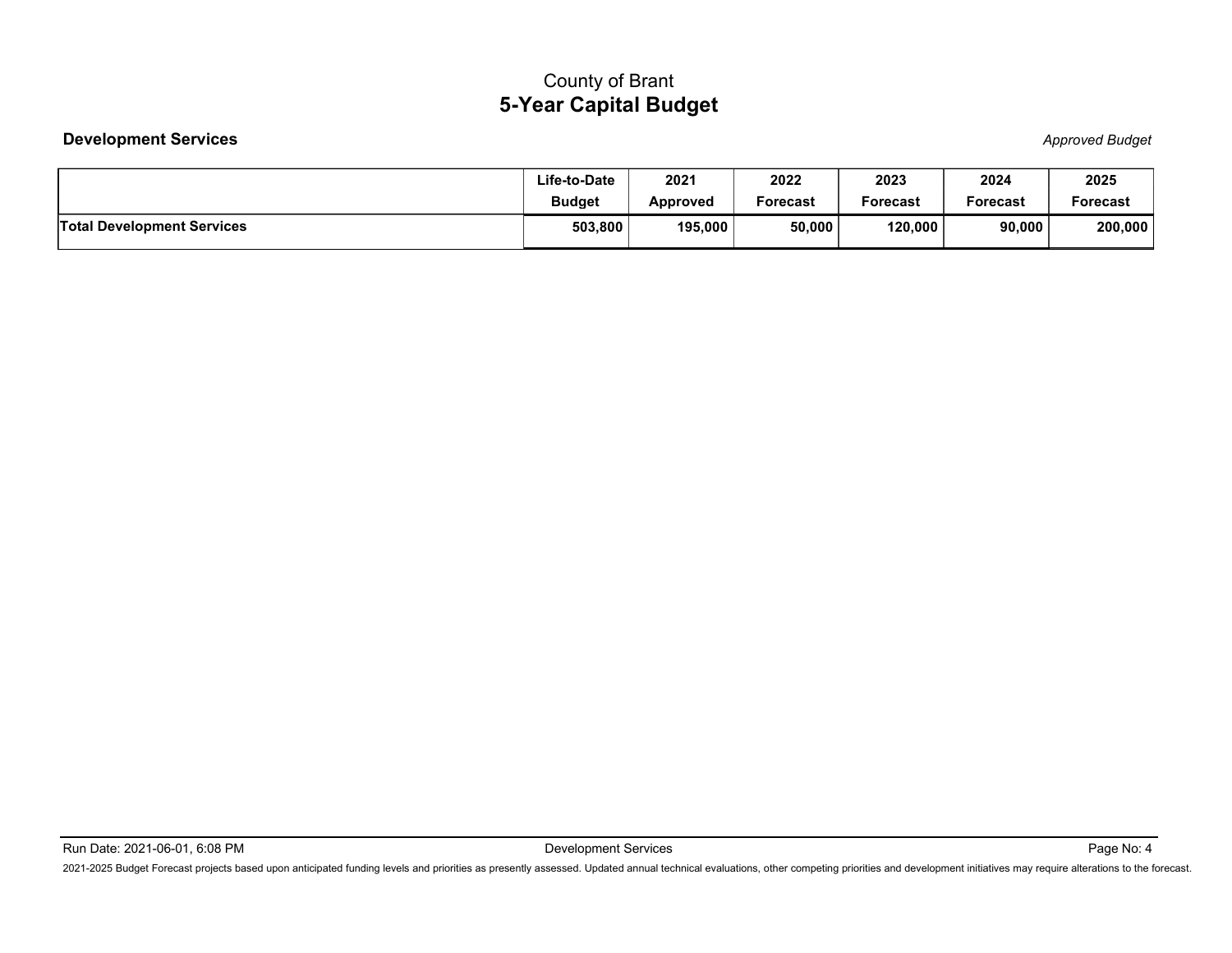County of Brant

# 5-Year Capital Budget

**Development Services** *Approved Budget*

| | Life-to-Date Budget | 2021 Approved | 2022 Forecast | 2023 Forecast | 2024 Forecast | 2025 Forecast |
|---|---|---|---|---|---|---|
| **Total Development Services** | **503,800** | **195,000** | **50,000** | **120,000** | **90,000** | **200,000** |

2021-2025 Budget Forecast projects based upon anticipated funding levels and priorities as presently assessed. Updated annual technical evaluations, other competing priorities and development initiatives may require alterations to the forecast.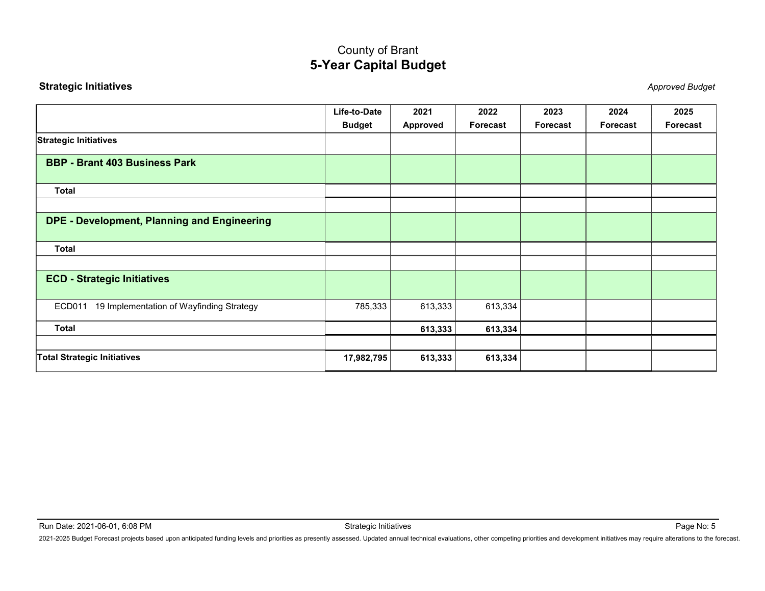# County of Brant
## 5-Year Capital Budget

**Strategic Initiatives** *Approved Budget*

| | Life-to-Date Budget | 2021 Approved | 2022 Forecast | 2023 Forecast | 2024 Forecast | 2025 Forecast |
|---|---|---|---|---|---|---|
| **Strategic Initiatives** | | | | | | |
| **BBP - Brant 403 Business Park** | | | | | | |
| **Total** | | | | | | |
| | | | | | | |
| **DPE - Development, Planning and Engineering** | | | | | | |
| **Total** | | | | | | |
| | | | | | | |
| **ECD - Strategic Initiatives** | | | | | | |
| ECD011 19 Implementation of Wayfinding Strategy | 785,333 | 613,333 | 613,334 | | | |
| **Total** | | **613,333** | **613,334** | | | |
| | | | | | | |
| **Total Strategic Initiatives** | **17,982,795** | **613,333** | **613,334** | | | |

Run Date: 2021-06-01, 6:08 PM

2021-2025 Budget Forecast projects based upon anticipated funding levels and priorities as presently assessed. Updated annual technical evaluations, other competing priorities and development initiatives may require alterations to the forecast.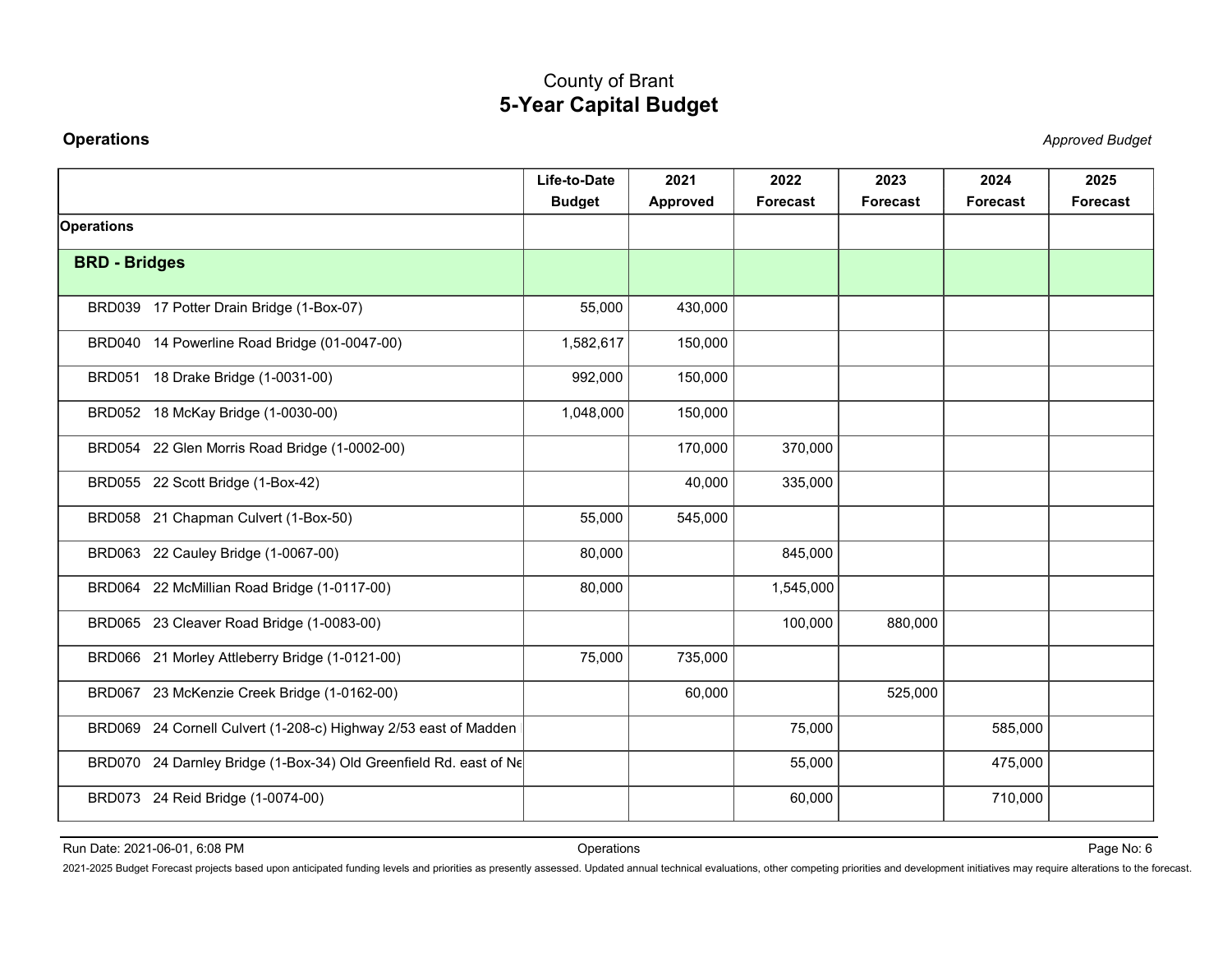County of Brant

# 5-Year Capital Budget

**Operations** *Approved Budget*

| | Life-to-Date Budget | 2021 Approved | 2022 Forecast | 2023 Forecast | 2024 Forecast | 2025 Forecast |
|---|---|---|---|---|---|---|
| **Operations** | | | | | | |
| **BRD - Bridges** | | | | | | |
| BRD039 17 Potter Drain Bridge (1-Box-07) | 55,000 | 430,000 | | | | |
| BRD040 14 Powerline Road Bridge (01-0047-00) | 1,582,617 | 150,000 | | | | |
| BRD051 18 Drake Bridge (1-0031-00) | 992,000 | 150,000 | | | | |
| BRD052 18 McKay Bridge (1-0030-00) | 1,048,000 | 150,000 | | | | |
| BRD054 22 Glen Morris Road Bridge (1-0002-00) | | 170,000 | 370,000 | | | |
| BRD055 22 Scott Bridge (1-Box-42) | | 40,000 | 335,000 | | | |
| BRD058 21 Chapman Culvert (1-Box-50) | 55,000 | 545,000 | | | | |
| BRD063 22 Cauley Bridge (1-0067-00) | 80,000 | | 845,000 | | | |
| BRD064 22 McMillian Road Bridge (1-0117-00) | 80,000 | | 1,545,000 | | | |
| BRD065 23 Cleaver Road Bridge (1-0083-00) | | | 100,000 | 880,000 | | |
| BRD066 21 Morley Attleberry Bridge (1-0121-00) | 75,000 | 735,000 | | | | |
| BRD067 23 McKenzie Creek Bridge (1-0162-00) | | 60,000 | | 525,000 | | |
| BRD069 24 Cornell Culvert (1-208-c) Highway 2/53 east of Madden | | | 75,000 | | 585,000 | |
| BRD070 24 Darnley Bridge (1-Box-34) Old Greenfield Rd. east of Ne | | | 55,000 | | 475,000 | |
| BRD073 24 Reid Bridge (1-0074-00) | | | 60,000 | | 710,000 | |

Run Date: 2021-06-01, 6:08 PM Operations

2021-2025 Budget Forecast projects based upon anticipated funding levels and priorities as presently assessed. Updated annual technical evaluations, other competing priorities and development initiatives may require alterations to the forecast.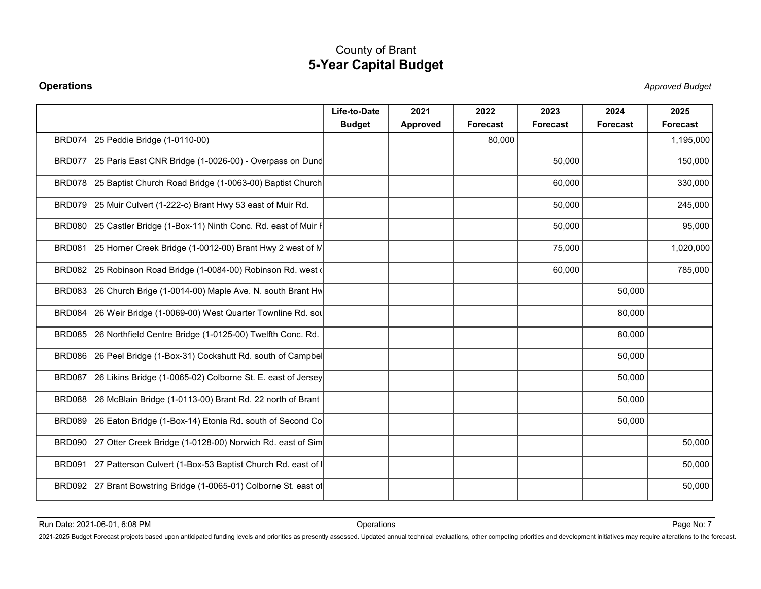# County of Brant
## 5-Year Capital Budget

**Operations** *Approved Budget*

| | Life-to-Date Budget | 2021 Approved | 2022 Forecast | 2023 Forecast | 2024 Forecast | 2025 Forecast |
|---|---|---|---|---|---|---|
| BRD074 25 Peddie Bridge (1-0110-00) | | | 80,000 | | | 1,195,000 |
| BRD077 25 Paris East CNR Bridge (1-0026-00) - Overpass on Dund | | | | 50,000 | | 150,000 |
| BRD078 25 Baptist Church Road Bridge (1-0063-00) Baptist Church | | | | 60,000 | | 330,000 |
| BRD079 25 Muir Culvert (1-222-c) Brant Hwy 53 east of Muir Rd. | | | | 50,000 | | 245,000 |
| BRD080 25 Castler Bridge (1-Box-11) Ninth Conc. Rd. east of Muir F | | | | 50,000 | | 95,000 |
| BRD081 25 Horner Creek Bridge (1-0012-00) Brant Hwy 2 west of M | | | | 75,000 | | 1,020,000 |
| BRD082 25 Robinson Road Bridge (1-0084-00) Robinson Rd. west c | | | | 60,000 | | 785,000 |
| BRD083 26 Church Brige (1-0014-00) Maple Ave. N. south Brant Hw | | | | | 50,000 | |
| BRD084 26 Weir Bridge (1-0069-00) West Quarter Townline Rd. sou | | | | | 80,000 | |
| BRD085 26 Northfield Centre Bridge (1-0125-00) Twelfth Conc. Rd. | | | | | 80,000 | |
| BRD086 26 Peel Bridge (1-Box-31) Cockshutt Rd. south of Campbel | | | | | 50,000 | |
| BRD087 26 Likins Bridge (1-0065-02) Colborne St. E. east of Jersey | | | | | 50,000 | |
| BRD088 26 McBlain Bridge (1-0113-00) Brant Rd. 22 north of Brant | | | | | 50,000 | |
| BRD089 26 Eaton Bridge (1-Box-14) Etonia Rd. south of Second Co | | | | | 50,000 | |
| BRD090 27 Otter Creek Bridge (1-0128-00) Norwich Rd. east of Sim | | | | | | 50,000 |
| BRD091 27 Patterson Culvert (1-Box-53 Baptist Church Rd. east of I | | | | | | 50,000 |
| BRD092 27 Brant Bowstring Bridge (1-0065-01) Colborne St. east of | | | | | | 50,000 |

Run Date: 2021-06-01, 6:08 PM

2021-2025 Budget Forecast projects based upon anticipated funding levels and priorities as presently assessed. Updated annual technical evaluations, other competing priorities and development initiatives may require alterations to the forecast.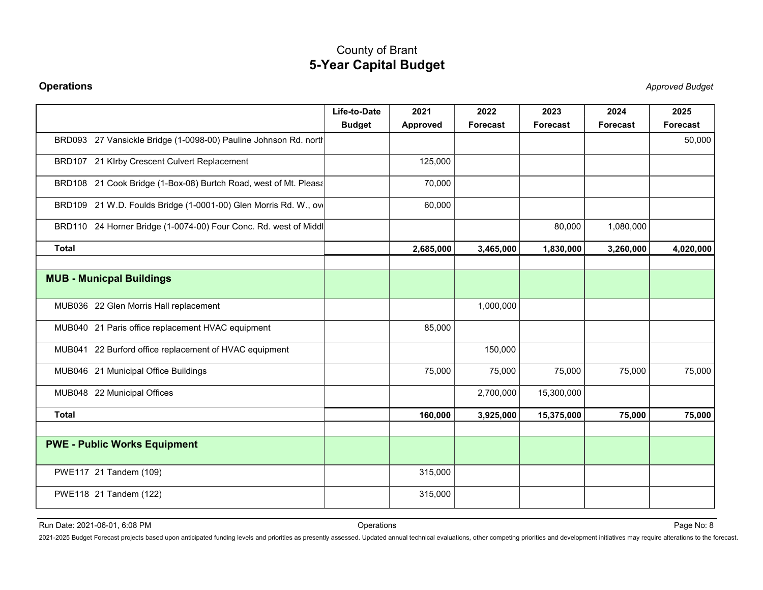# County of Brant
## 5-Year Capital Budget

**Operations** *Approved Budget*

| | Life-to-Date Budget | 2021 Approved | 2022 Forecast | 2023 Forecast | 2024 Forecast | 2025 Forecast |
|---|---|---|---|---|---|---|
| BRD093 27 Vansickle Bridge (1-0098-00) Pauline Johnson Rd. north | | | | | | 50,000 |
| BRD107 21 KIrby Crescent Culvert Replacement | | 125,000 | | | | |
| BRD108 21 Cook Bridge (1-Box-08) Burtch Road, west of Mt. Pleasa | | 70,000 | | | | |
| BRD109 21 W.D. Foulds Bridge (1-0001-00) Glen Morris Rd. W., ove | | 60,000 | | | | |
| BRD110 24 Horner Bridge (1-0074-00) Four Conc. Rd. west of Middl | | | | 80,000 | 1,080,000 | |
| **Total** | | **2,685,000** | **3,465,000** | **1,830,000** | **3,260,000** | **4,020,000** |
| | | | | | | |
| **MUB - Municpal Buildings** | | | | | | |
| MUB036 22 Glen Morris Hall replacement | | | 1,000,000 | | | |
| MUB040 21 Paris office replacement HVAC equipment | | 85,000 | | | | |
| MUB041 22 Burford office replacement of HVAC equipment | | | 150,000 | | | |
| MUB046 21 Municipal Office Buildings | | 75,000 | 75,000 | 75,000 | 75,000 | 75,000 |
| MUB048 22 Municipal Offices | | | 2,700,000 | 15,300,000 | | |
| **Total** | | **160,000** | **3,925,000** | **15,375,000** | **75,000** | **75,000** |
| | | | | | | |
| **PWE - Public Works Equipment** | | | | | | |
| PWE117 21 Tandem (109) | | 315,000 | | | | |
| PWE118 21 Tandem (122) | | 315,000 | | | | |

2021-2025 Budget Forecast projects based upon anticipated funding levels and priorities as presently assessed. Updated annual technical evaluations, other competing priorities and development initiatives may require alterations to the forecast.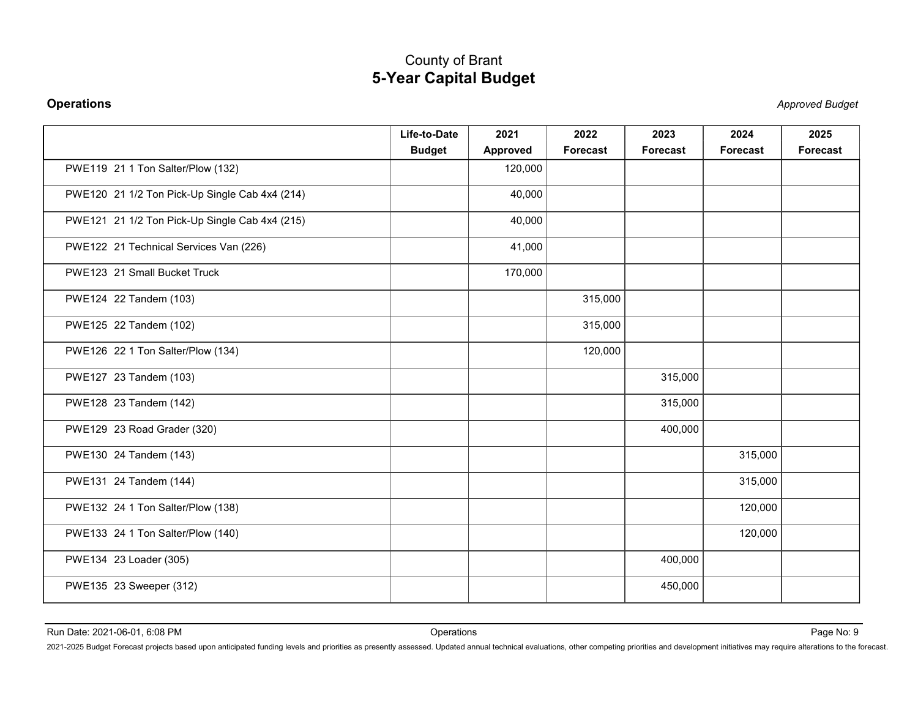# County of Brant
## 5-Year Capital Budget

**Operations** *Approved Budget*

| | Life-to-Date Budget | 2021 Approved | 2022 Forecast | 2023 Forecast | 2024 Forecast | 2025 Forecast |
|---|---|---|---|---|---|---|
| PWE119 21 1 Ton Salter/Plow (132) | | 120,000 | | | | |
| PWE120 21 1/2 Ton Pick-Up Single Cab 4x4 (214) | | 40,000 | | | | |
| PWE121 21 1/2 Ton Pick-Up Single Cab 4x4 (215) | | 40,000 | | | | |
| PWE122 21 Technical Services Van (226) | | 41,000 | | | | |
| PWE123 21 Small Bucket Truck | | 170,000 | | | | |
| PWE124 22 Tandem (103) | | | 315,000 | | | |
| PWE125 22 Tandem (102) | | | 315,000 | | | |
| PWE126 22 1 Ton Salter/Plow (134) | | | 120,000 | | | |
| PWE127 23 Tandem (103) | | | | 315,000 | | |
| PWE128 23 Tandem (142) | | | | 315,000 | | |
| PWE129 23 Road Grader (320) | | | | 400,000 | | |
| PWE130 24 Tandem (143) | | | | | 315,000 | |
| PWE131 24 Tandem (144) | | | | | 315,000 | |
| PWE132 24 1 Ton Salter/Plow (138) | | | | | 120,000 | |
| PWE133 24 1 Ton Salter/Plow (140) | | | | | 120,000 | |
| PWE134 23 Loader (305) | | | | 400,000 | | |
| PWE135 23 Sweeper (312) | | | | 450,000 | | |

2021-2025 Budget Forecast projects based upon anticipated funding levels and priorities as presently assessed. Updated annual technical evaluations, other competing priorities and development initiatives may require alterations to the forecast.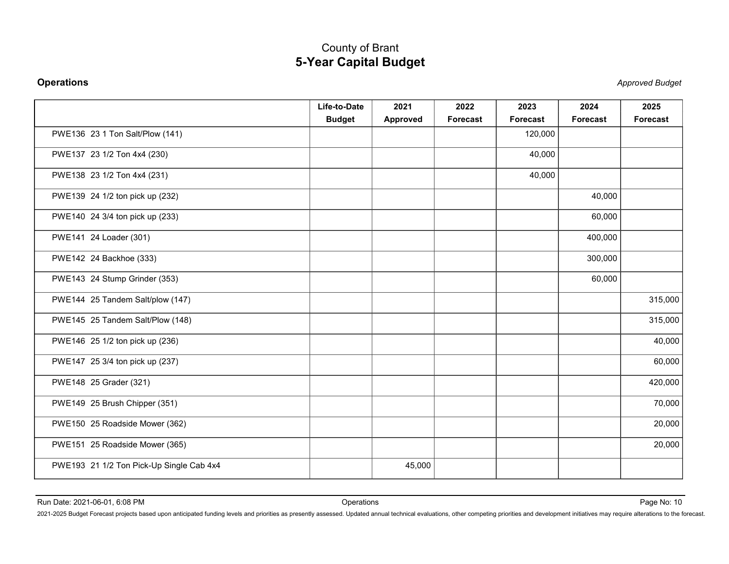County of Brant

# 5-Year Capital Budget

**Operations**

*Approved Budget*

| | Life-to-Date Budget | 2021 Approved | 2022 Forecast | 2023 Forecast | 2024 Forecast | 2025 Forecast |
|---|---|---|---|---|---|---|
| PWE136 23 1 Ton Salt/Plow (141) | | | | 120,000 | | |
| PWE137 23 1/2 Ton 4x4 (230) | | | | 40,000 | | |
| PWE138 23 1/2 Ton 4x4 (231) | | | | 40,000 | | |
| PWE139 24 1/2 ton pick up (232) | | | | | 40,000 | |
| PWE140 24 3/4 ton pick up (233) | | | | | 60,000 | |
| PWE141 24 Loader (301) | | | | | 400,000 | |
| PWE142 24 Backhoe (333) | | | | | 300,000 | |
| PWE143 24 Stump Grinder (353) | | | | | 60,000 | |
| PWE144 25 Tandem Salt/plow (147) | | | | | | 315,000 |
| PWE145 25 Tandem Salt/Plow (148) | | | | | | 315,000 |
| PWE146 25 1/2 ton pick up (236) | | | | | | 40,000 |
| PWE147 25 3/4 ton pick up (237) | | | | | | 60,000 |
| PWE148 25 Grader (321) | | | | | | 420,000 |
| PWE149 25 Brush Chipper (351) | | | | | | 70,000 |
| PWE150 25 Roadside Mower (362) | | | | | | 20,000 |
| PWE151 25 Roadside Mower (365) | | | | | | 20,000 |
| PWE193 21 1/2 Ton Pick-Up Single Cab 4x4 | | 45,000 | | | | |

Run Date: 2021-06-01, 6:08 PM

2021-2025 Budget Forecast projects based upon anticipated funding levels and priorities as presently assessed. Updated annual technical evaluations, other competing priorities and development initiatives may require alterations to the forecast.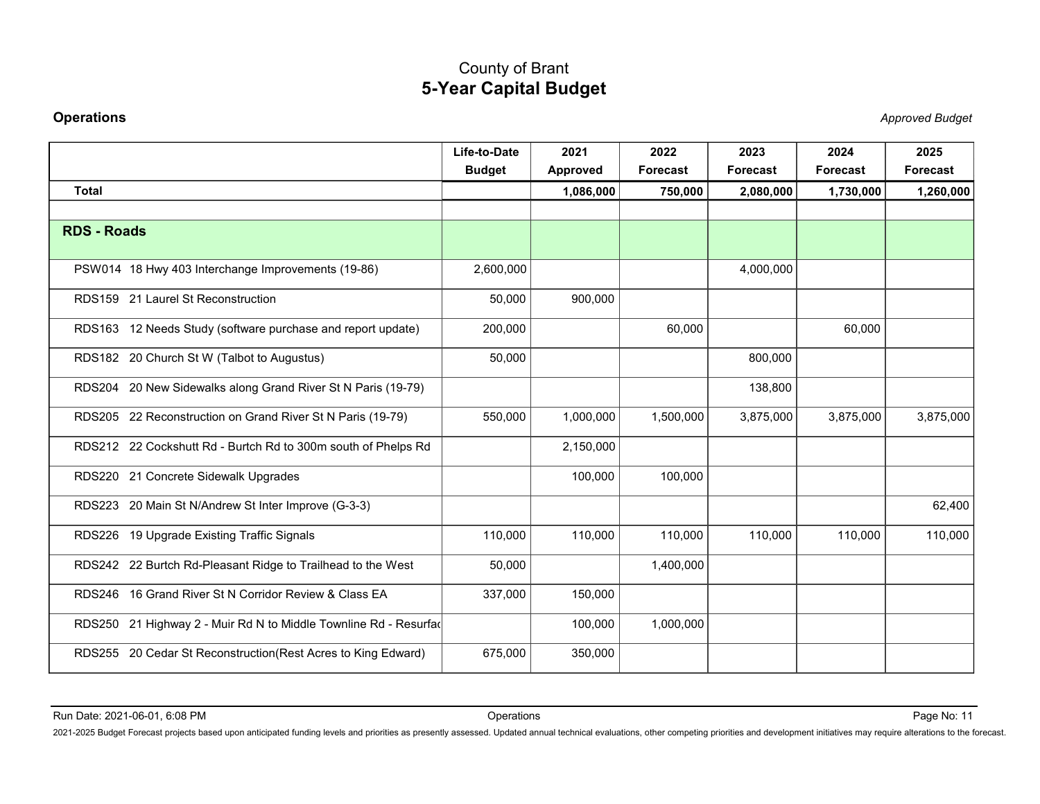# County of Brant
## 5-Year Capital Budget

**Operations** *Approved Budget*

| | Life-to-Date Budget | 2021 Approved | 2022 Forecast | 2023 Forecast | 2024 Forecast | 2025 Forecast |
|---|---|---|---|---|---|---|
| **Total** | | **1,086,000** | **750,000** | **2,080,000** | **1,730,000** | **1,260,000** |
| | | | | | | |
| **RDS - Roads** | | | | | | |
| PSW014 18 Hwy 403 Interchange Improvements (19-86) | 2,600,000 | | | 4,000,000 | | |
| RDS159 21 Laurel St Reconstruction | 50,000 | 900,000 | | | | |
| RDS163 12 Needs Study (software purchase and report update) | 200,000 | | 60,000 | | 60,000 | |
| RDS182 20 Church St W (Talbot to Augustus) | 50,000 | | | 800,000 | | |
| RDS204 20 New Sidewalks along Grand River St N Paris (19-79) | | | | 138,800 | | |
| RDS205 22 Reconstruction on Grand River St N Paris (19-79) | 550,000 | 1,000,000 | 1,500,000 | 3,875,000 | 3,875,000 | 3,875,000 |
| RDS212 22 Cockshutt Rd - Burtch Rd to 300m south of Phelps Rd | | 2,150,000 | | | | |
| RDS220 21 Concrete Sidewalk Upgrades | | 100,000 | 100,000 | | | |
| RDS223 20 Main St N/Andrew St Inter Improve (G-3-3) | | | | | | 62,400 |
| RDS226 19 Upgrade Existing Traffic Signals | 110,000 | 110,000 | 110,000 | 110,000 | 110,000 | 110,000 |
| RDS242 22 Burtch Rd-Pleasant Ridge to Trailhead to the West | 50,000 | | 1,400,000 | | | |
| RDS246 16 Grand River St N Corridor Review & Class EA | 337,000 | 150,000 | | | | |
| RDS250 21 Highway 2 - Muir Rd N to Middle Townline Rd - Resurfac | | 100,000 | 1,000,000 | | | |
| RDS255 20 Cedar St Reconstruction(Rest Acres to King Edward) | 675,000 | 350,000 | | | | |

Run Date: 2021-06-01, 6:08 PM

2021-2025 Budget Forecast projects based upon anticipated funding levels and priorities as presently assessed. Updated annual technical evaluations, other competing priorities and development initiatives may require alterations to the forecast.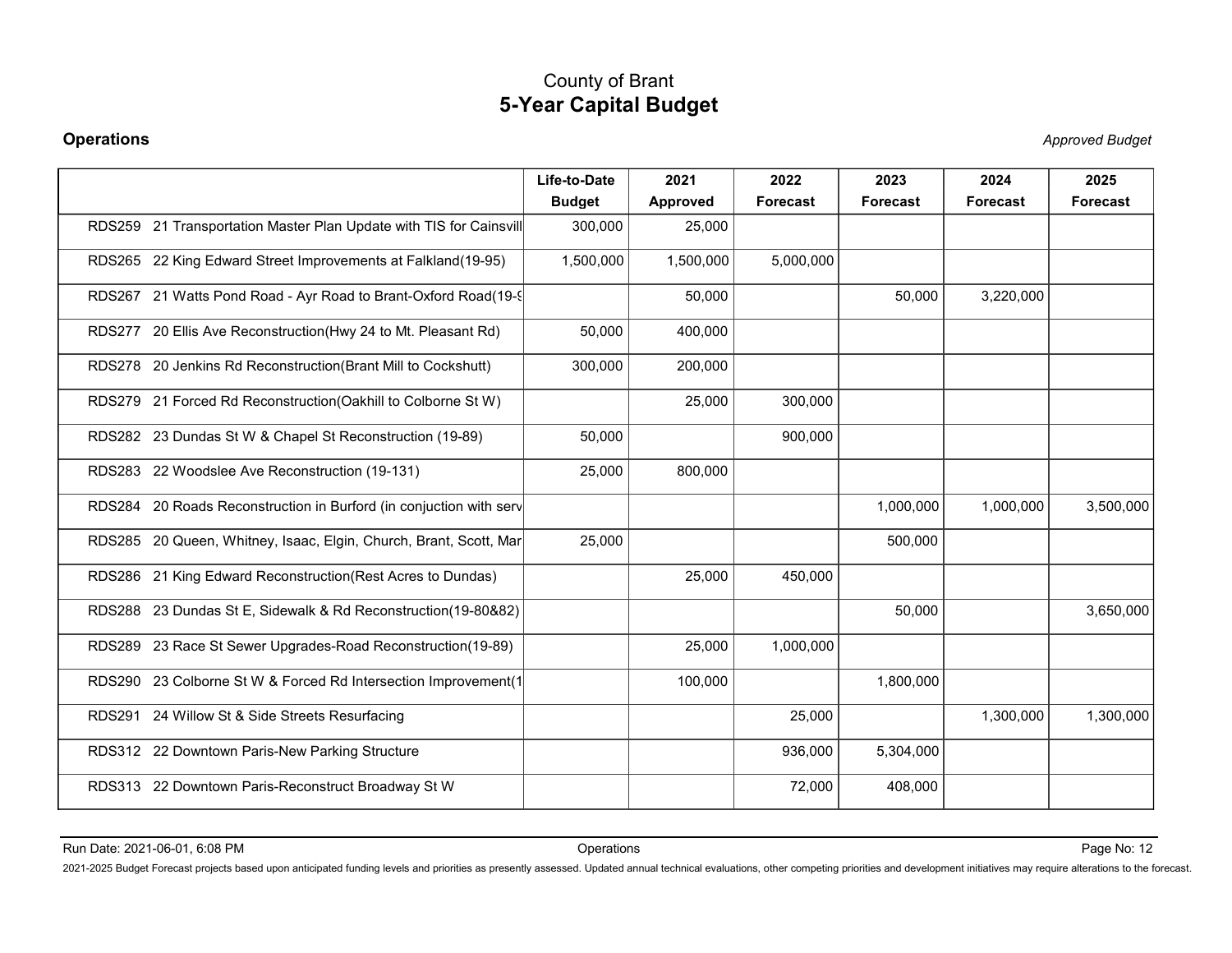# County of Brant
## 5-Year Capital Budget

**Operations** *Approved Budget*

| | Life-to-Date Budget | 2021 Approved | 2022 Forecast | 2023 Forecast | 2024 Forecast | 2025 Forecast |
|---|---|---|---|---|---|---|
| RDS259 21 Transportation Master Plan Update with TIS for Cainsvill | 300,000 | 25,000 | | | | |
| RDS265 22 King Edward Street Improvements at Falkland(19-95) | 1,500,000 | 1,500,000 | 5,000,000 | | | |
| RDS267 21 Watts Pond Road - Ayr Road to Brant-Oxford Road(19-9 | | 50,000 | | 50,000 | 3,220,000 | |
| RDS277 20 Ellis Ave Reconstruction(Hwy 24 to Mt. Pleasant Rd) | 50,000 | 400,000 | | | | |
| RDS278 20 Jenkins Rd Reconstruction(Brant Mill to Cockshutt) | 300,000 | 200,000 | | | | |
| RDS279 21 Forced Rd Reconstruction(Oakhill to Colborne St W) | | 25,000 | 300,000 | | | |
| RDS282 23 Dundas St W & Chapel St Reconstruction (19-89) | 50,000 | | 900,000 | | | |
| RDS283 22 Woodslee Ave Reconstruction (19-131) | 25,000 | 800,000 | | | | |
| RDS284 20 Roads Reconstruction in Burford (in conjuction with serv | | | | 1,000,000 | 1,000,000 | 3,500,000 |
| RDS285 20 Queen, Whitney, Isaac, Elgin, Church, Brant, Scott, Mar | 25,000 | | | 500,000 | | |
| RDS286 21 King Edward Reconstruction(Rest Acres to Dundas) | | 25,000 | 450,000 | | | |
| RDS288 23 Dundas St E, Sidewalk & Rd Reconstruction(19-80&82) | | | | 50,000 | | 3,650,000 |
| RDS289 23 Race St Sewer Upgrades-Road Reconstruction(19-89) | | 25,000 | 1,000,000 | | | |
| RDS290 23 Colborne St W & Forced Rd Intersection Improvement(1 | | 100,000 | | 1,800,000 | | |
| RDS291 24 Willow St & Side Streets Resurfacing | | | 25,000 | | 1,300,000 | 1,300,000 |
| RDS312 22 Downtown Paris-New Parking Structure | | | 936,000 | 5,304,000 | | |
| RDS313 22 Downtown Paris-Reconstruct Broadway St W | | | 72,000 | 408,000 | | |

Run Date: 2021-06-01, 6:08 PM Operations

2021-2025 Budget Forecast projects based upon anticipated funding levels and priorities as presently assessed. Updated annual technical evaluations, other competing priorities and development initiatives may require alterations to the forecast.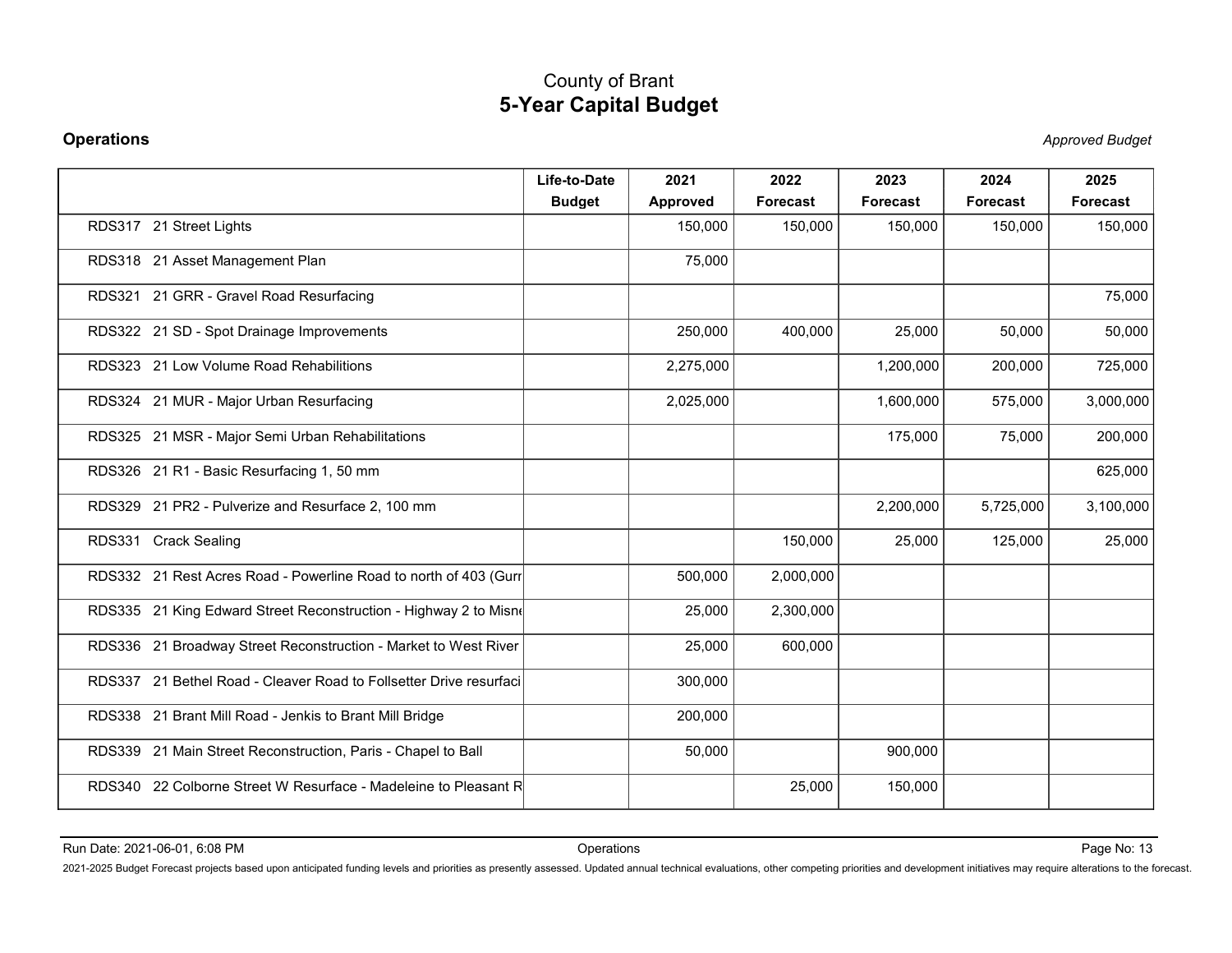# County of Brant
## 5-Year Capital Budget

**Operations** *Approved Budget*

| | Life-to-Date Budget | 2021 Approved | 2022 Forecast | 2023 Forecast | 2024 Forecast | 2025 Forecast |
|---|---|---|---|---|---|---|
| RDS317 21 Street Lights | | 150,000 | 150,000 | 150,000 | 150,000 | 150,000 |
| RDS318 21 Asset Management Plan | | 75,000 | | | | |
| RDS321 21 GRR - Gravel Road Resurfacing | | | | | | 75,000 |
| RDS322 21 SD - Spot Drainage Improvements | | 250,000 | 400,000 | 25,000 | 50,000 | 50,000 |
| RDS323 21 Low Volume Road Rehabilitions | | 2,275,000 | | 1,200,000 | 200,000 | 725,000 |
| RDS324 21 MUR - Major Urban Resurfacing | | 2,025,000 | | 1,600,000 | 575,000 | 3,000,000 |
| RDS325 21 MSR - Major Semi Urban Rehabilitations | | | | 175,000 | 75,000 | 200,000 |
| RDS326 21 R1 - Basic Resurfacing 1, 50 mm | | | | | | 625,000 |
| RDS329 21 PR2 - Pulverize and Resurface 2, 100 mm | | | | 2,200,000 | 5,725,000 | 3,100,000 |
| RDS331 Crack Sealing | | | 150,000 | 25,000 | 125,000 | 25,000 |
| RDS332 21 Rest Acres Road - Powerline Road to north of 403 (Gurr | | 500,000 | 2,000,000 | | | |
| RDS335 21 King Edward Street Reconstruction - Highway 2 to Misn | | 25,000 | 2,300,000 | | | |
| RDS336 21 Broadway Street Reconstruction - Market to West River | | 25,000 | 600,000 | | | |
| RDS337 21 Bethel Road - Cleaver Road to Follsetter Drive resurfaci | | 300,000 | | | | |
| RDS338 21 Brant Mill Road - Jenkis to Brant Mill Bridge | | 200,000 | | | | |
| RDS339 21 Main Street Reconstruction, Paris - Chapel to Ball | | 50,000 | | 900,000 | | |
| RDS340 22 Colborne Street W Resurface - Madeleine to Pleasant R | | | 25,000 | 150,000 | | |

Run Date: 2021-06-01, 6:08 PM

2021-2025 Budget Forecast projects based upon anticipated funding levels and priorities as presently assessed. Updated annual technical evaluations, other competing priorities and development initiatives may require alterations to the forecast.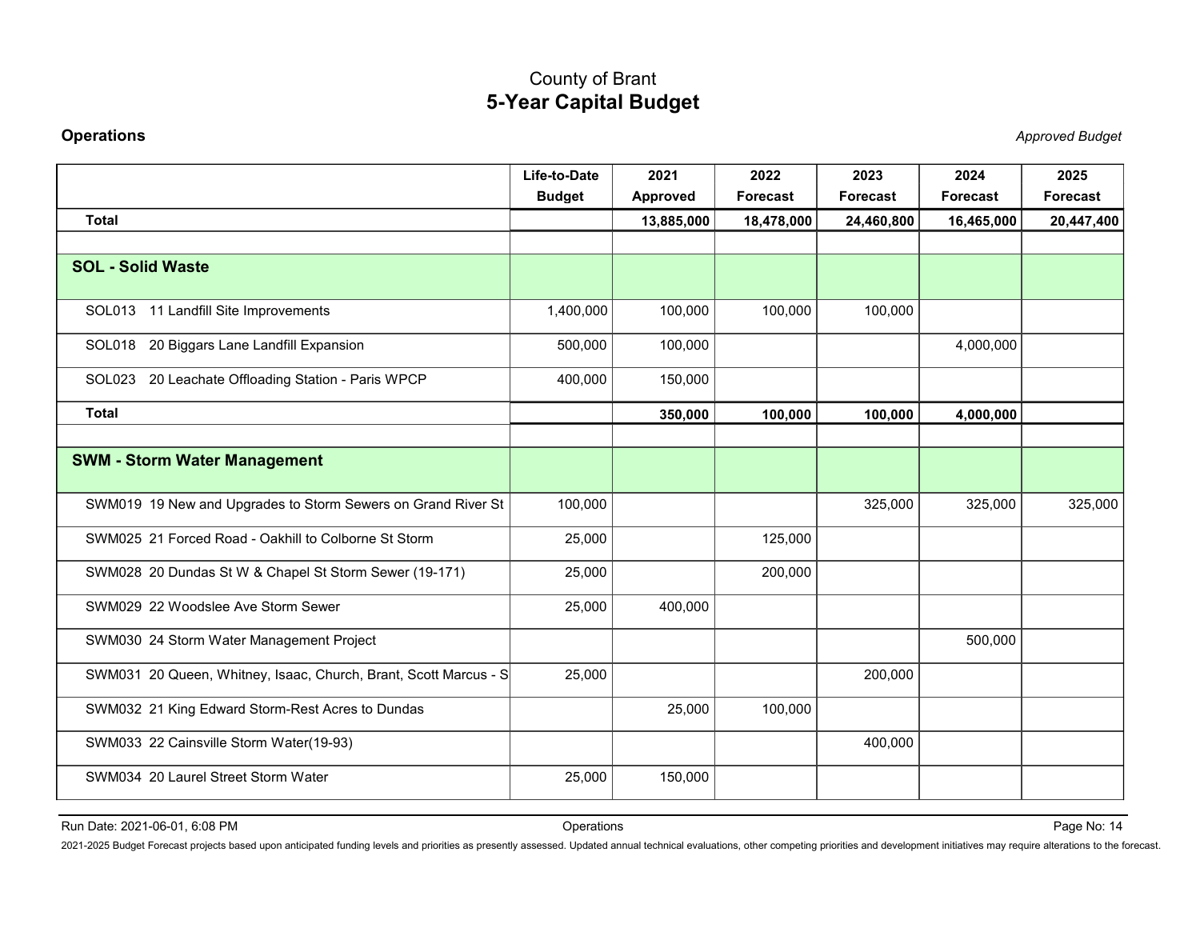# County of Brant
## 5-Year Capital Budget

**Operations** *Approved Budget*

| | Life-to-Date Budget | 2021 Approved | 2022 Forecast | 2023 Forecast | 2024 Forecast | 2025 Forecast |
|---|---|---|---|---|---|---|
| **Total** | | **13,885,000** | **18,478,000** | **24,460,800** | **16,465,000** | **20,447,400** |
| | | | | | | |
| **SOL - Solid Waste** | | | | | | |
| SOL013 11 Landfill Site Improvements | 1,400,000 | 100,000 | 100,000 | 100,000 | | |
| SOL018 20 Biggars Lane Landfill Expansion | 500,000 | 100,000 | | | 4,000,000 | |
| SOL023 20 Leachate Offloading Station - Paris WPCP | 400,000 | 150,000 | | | | |
| **Total** | | **350,000** | **100,000** | **100,000** | **4,000,000** | |
| | | | | | | |
| **SWM - Storm Water Management** | | | | | | |
| SWM019 19 New and Upgrades to Storm Sewers on Grand River St | 100,000 | | | 325,000 | 325,000 | 325,000 |
| SWM025 21 Forced Road - Oakhill to Colborne St Storm | 25,000 | | 125,000 | | | |
| SWM028 20 Dundas St W & Chapel St Storm Sewer (19-171) | 25,000 | | 200,000 | | | |
| SWM029 22 Woodslee Ave Storm Sewer | 25,000 | 400,000 | | | | |
| SWM030 24 Storm Water Management Project | | | | | 500,000 | |
| SWM031 20 Queen, Whitney, Isaac, Church, Brant, Scott Marcus - S | 25,000 | | | 200,000 | | |
| SWM032 21 King Edward Storm-Rest Acres to Dundas | | 25,000 | 100,000 | | | |
| SWM033 22 Cainsville Storm Water(19-93) | | | | 400,000 | | |
| SWM034 20 Laurel Street Storm Water | 25,000 | 150,000 | | | | |

Run Date: 2021-06-01, 6:08 PM Operations

2021-2025 Budget Forecast projects based upon anticipated funding levels and priorities as presently assessed. Updated annual technical evaluations, other competing priorities and development initiatives may require alterations to the forecast.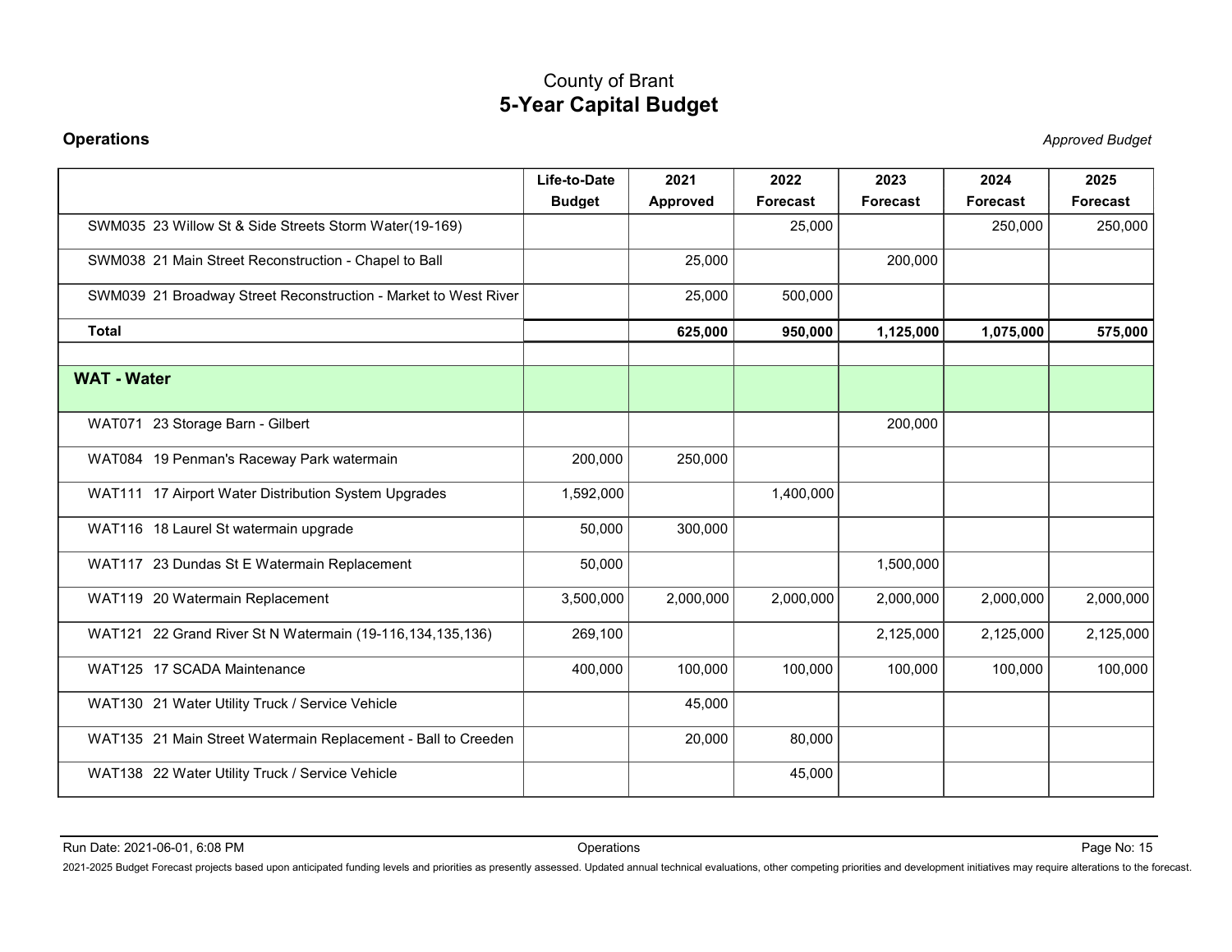# County of Brant
## 5-Year Capital Budget

**Operations** *Approved Budget*

| | Life-to-Date Budget | 2021 Approved | 2022 Forecast | 2023 Forecast | 2024 Forecast | 2025 Forecast |
|---|---|---|---|---|---|---|
| SWM035 23 Willow St & Side Streets Storm Water(19-169) | | | 25,000 | | 250,000 | 250,000 |
| SWM038 21 Main Street Reconstruction - Chapel to Ball | | 25,000 | | 200,000 | | |
| SWM039 21 Broadway Street Reconstruction - Market to West River | | 25,000 | 500,000 | | | |
| **Total** | | **625,000** | **950,000** | **1,125,000** | **1,075,000** | **575,000** |
| | | | | | | |
| **WAT - Water** | | | | | | |
| WAT071 23 Storage Barn - Gilbert | | | | 200,000 | | |
| WAT084 19 Penman's Raceway Park watermain | 200,000 | 250,000 | | | | |
| WAT111 17 Airport Water Distribution System Upgrades | 1,592,000 | | 1,400,000 | | | |
| WAT116 18 Laurel St watermain upgrade | 50,000 | 300,000 | | | | |
| WAT117 23 Dundas St E Watermain Replacement | 50,000 | | | 1,500,000 | | |
| WAT119 20 Watermain Replacement | 3,500,000 | 2,000,000 | 2,000,000 | 2,000,000 | 2,000,000 | 2,000,000 |
| WAT121 22 Grand River St N Watermain (19-116,134,135,136) | 269,100 | | | 2,125,000 | 2,125,000 | 2,125,000 |
| WAT125 17 SCADA Maintenance | 400,000 | 100,000 | 100,000 | 100,000 | 100,000 | 100,000 |
| WAT130 21 Water Utility Truck / Service Vehicle | | 45,000 | | | | |
| WAT135 21 Main Street Watermain Replacement - Ball to Creeden | | 20,000 | 80,000 | | | |
| WAT138 22 Water Utility Truck / Service Vehicle | | | 45,000 | | | |

Run Date: 2021-06-01, 6:08 PM

2021-2025 Budget Forecast projects based upon anticipated funding levels and priorities as presently assessed. Updated annual technical evaluations, other competing priorities and development initiatives may require alterations to the forecast.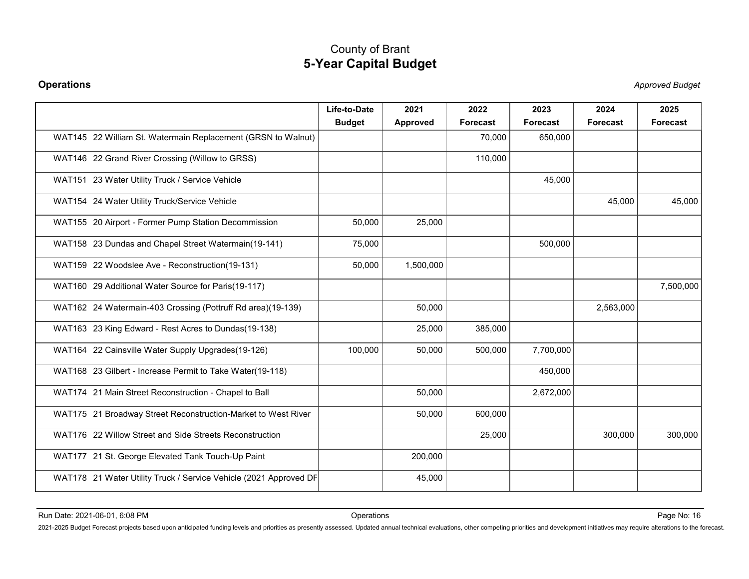# County of Brant
## 5-Year Capital Budget

**Operations** *Approved Budget*

| | Life-to-Date Budget | 2021 Approved | 2022 Forecast | 2023 Forecast | 2024 Forecast | 2025 Forecast |
|---|---|---|---|---|---|---|
| WAT145 22 William St. Watermain Replacement (GRSN to Walnut) | | | 70,000 | 650,000 | | |
| WAT146 22 Grand River Crossing (Willow to GRSS) | | | 110,000 | | | |
| WAT151 23 Water Utility Truck / Service Vehicle | | | | 45,000 | | |
| WAT154 24 Water Utility Truck/Service Vehicle | | | | | 45,000 | 45,000 |
| WAT155 20 Airport - Former Pump Station Decommission | 50,000 | 25,000 | | | | |
| WAT158 23 Dundas and Chapel Street Watermain(19-141) | 75,000 | | | 500,000 | | |
| WAT159 22 Woodslee Ave - Reconstruction(19-131) | 50,000 | 1,500,000 | | | | |
| WAT160 29 Additional Water Source for Paris(19-117) | | | | | | 7,500,000 |
| WAT162 24 Watermain-403 Crossing (Pottruff Rd area)(19-139) | | 50,000 | | | 2,563,000 | |
| WAT163 23 King Edward - Rest Acres to Dundas(19-138) | | 25,000 | 385,000 | | | |
| WAT164 22 Cainsville Water Supply Upgrades(19-126) | 100,000 | 50,000 | 500,000 | 7,700,000 | | |
| WAT168 23 Gilbert - Increase Permit to Take Water(19-118) | | | | 450,000 | | |
| WAT174 21 Main Street Reconstruction - Chapel to Ball | | 50,000 | | 2,672,000 | | |
| WAT175 21 Broadway Street Reconstruction-Market to West River | | 50,000 | 600,000 | | | |
| WAT176 22 Willow Street and Side Streets Reconstruction | | | 25,000 | | 300,000 | 300,000 |
| WAT177 21 St. George Elevated Tank Touch-Up Paint | | 200,000 | | | | |
| WAT178 21 Water Utility Truck / Service Vehicle (2021 Approved DF | | 45,000 | | | | |

Run Date: 2021-06-01, 6:08 PM

2021-2025 Budget Forecast projects based upon anticipated funding levels and priorities as presently assessed. Updated annual technical evaluations, other competing priorities and development initiatives may require alterations to the forecast.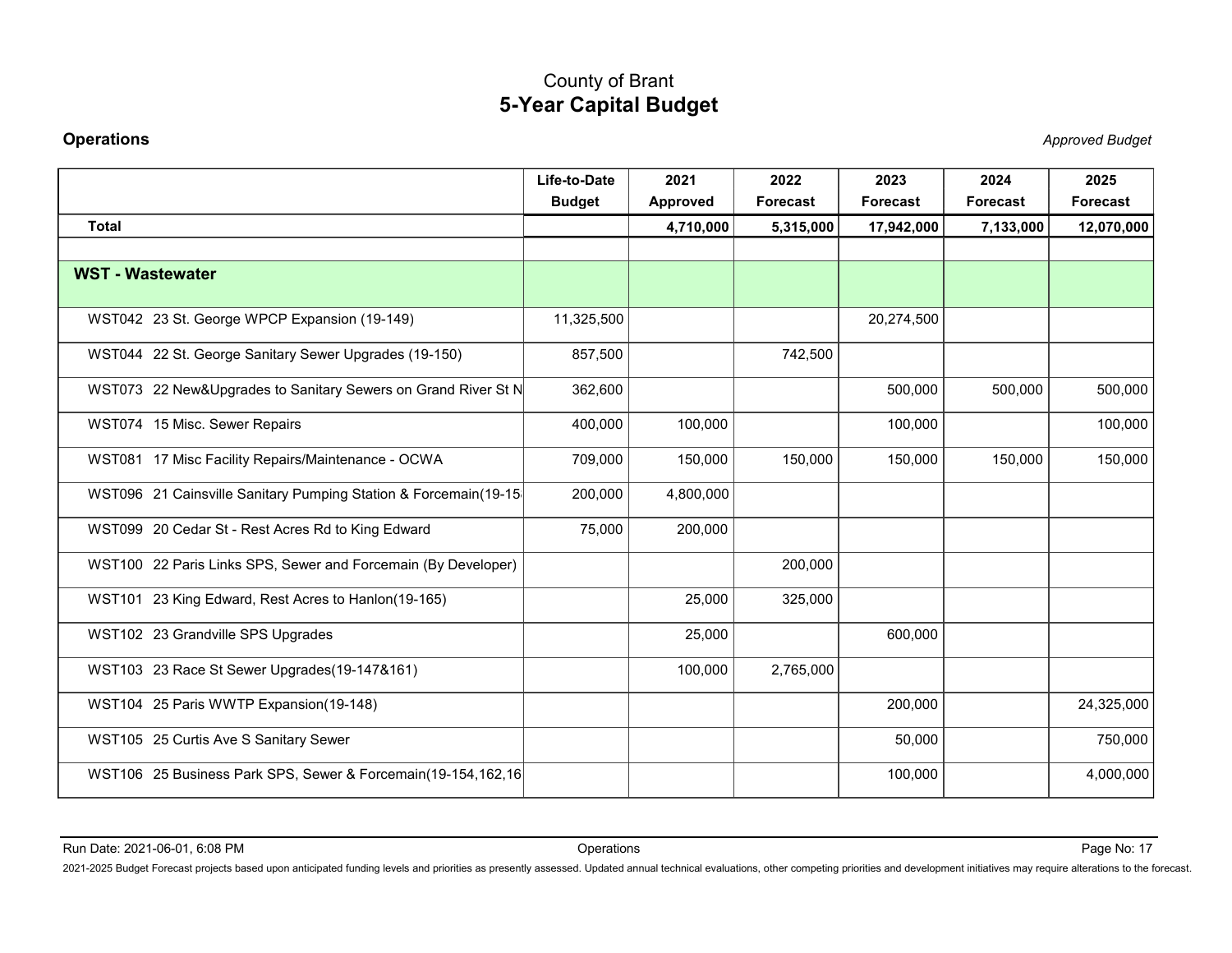# County of Brant
## 5-Year Capital Budget

**Operations** *Approved Budget*

| | Life-to-Date Budget | 2021 Approved | 2022 Forecast | 2023 Forecast | 2024 Forecast | 2025 Forecast |
|---|---|---|---|---|---|---|
| **Total** | | **4,710,000** | **5,315,000** | **17,942,000** | **7,133,000** | **12,070,000** |
| | | | | | | |
| **WST - Wastewater** | | | | | | |
| WST042 23 St. George WPCP Expansion (19-149) | 11,325,500 | | | 20,274,500 | | |
| WST044 22 St. George Sanitary Sewer Upgrades (19-150) | 857,500 | | 742,500 | | | |
| WST073 22 New&Upgrades to Sanitary Sewers on Grand River St N | 362,600 | | | 500,000 | 500,000 | 500,000 |
| WST074 15 Misc. Sewer Repairs | 400,000 | 100,000 | | 100,000 | | 100,000 |
| WST081 17 Misc Facility Repairs/Maintenance - OCWA | 709,000 | 150,000 | 150,000 | 150,000 | 150,000 | 150,000 |
| WST096 21 Cainsville Sanitary Pumping Station & Forcemain(19-15 | 200,000 | 4,800,000 | | | | |
| WST099 20 Cedar St - Rest Acres Rd to King Edward | 75,000 | 200,000 | | | | |
| WST100 22 Paris Links SPS, Sewer and Forcemain (By Developer) | | | 200,000 | | | |
| WST101 23 King Edward, Rest Acres to Hanlon(19-165) | | 25,000 | 325,000 | | | |
| WST102 23 Grandville SPS Upgrades | | 25,000 | | 600,000 | | |
| WST103 23 Race St Sewer Upgrades(19-147&161) | | 100,000 | 2,765,000 | | | |
| WST104 25 Paris WWTP Expansion(19-148) | | | | 200,000 | | 24,325,000 |
| WST105 25 Curtis Ave S Sanitary Sewer | | | | 50,000 | | 750,000 |
| WST106 25 Business Park SPS, Sewer & Forcemain(19-154,162,16 | | | | 100,000 | | 4,000,000 |

Run Date: 2021-06-01, 6:08 PM

2021-2025 Budget Forecast projects based upon anticipated funding levels and priorities as presently assessed. Updated annual technical evaluations, other competing priorities and development initiatives may require alterations to the forecast.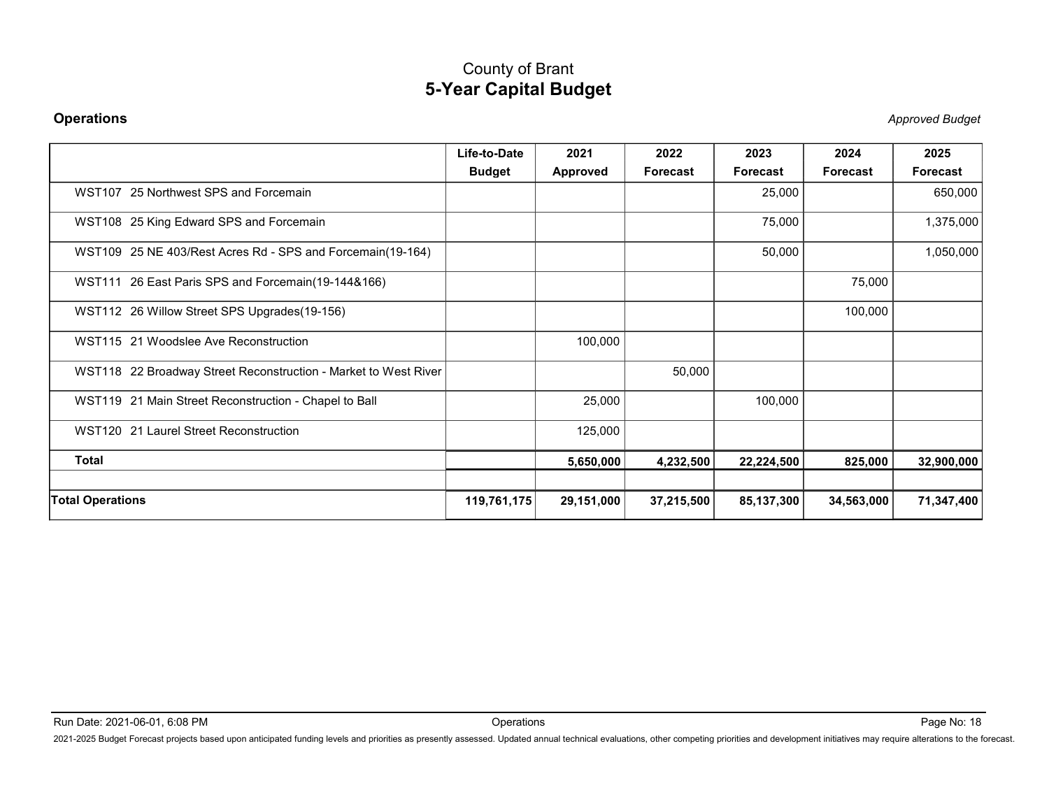# County of Brant
## 5-Year Capital Budget

**Operations** *Approved Budget*

| | Life-to-Date Budget | 2021 Approved | 2022 Forecast | 2023 Forecast | 2024 Forecast | 2025 Forecast |
|---|---|---|---|---|---|---|
| WST107 25 Northwest SPS and Forcemain | | | | 25,000 | | 650,000 |
| WST108 25 King Edward SPS and Forcemain | | | | 75,000 | | 1,375,000 |
| WST109 25 NE 403/Rest Acres Rd - SPS and Forcemain(19-164) | | | | 50,000 | | 1,050,000 |
| WST111 26 East Paris SPS and Forcemain(19-144&166) | | | | | 75,000 | |
| WST112 26 Willow Street SPS Upgrades(19-156) | | | | | 100,000 | |
| WST115 21 Woodslee Ave Reconstruction | | 100,000 | | | | |
| WST118 22 Broadway Street Reconstruction - Market to West River | | | 50,000 | | | |
| WST119 21 Main Street Reconstruction - Chapel to Ball | | 25,000 | | 100,000 | | |
| WST120 21 Laurel Street Reconstruction | | 125,000 | | | | |
| **Total** | | **5,650,000** | **4,232,500** | **22,224,500** | **825,000** | **32,900,000** |
| | | | | | | |
| **Total Operations** | **119,761,175** | **29,151,000** | **37,215,500** | **85,137,300** | **34,563,000** | **71,347,400** |

Run Date: 2021-06-01, 6:08 PM Operations

2021-2025 Budget Forecast projects based upon anticipated funding levels and priorities as presently assessed. Updated annual technical evaluations, other competing priorities and development initiatives may require alterations to the forecast.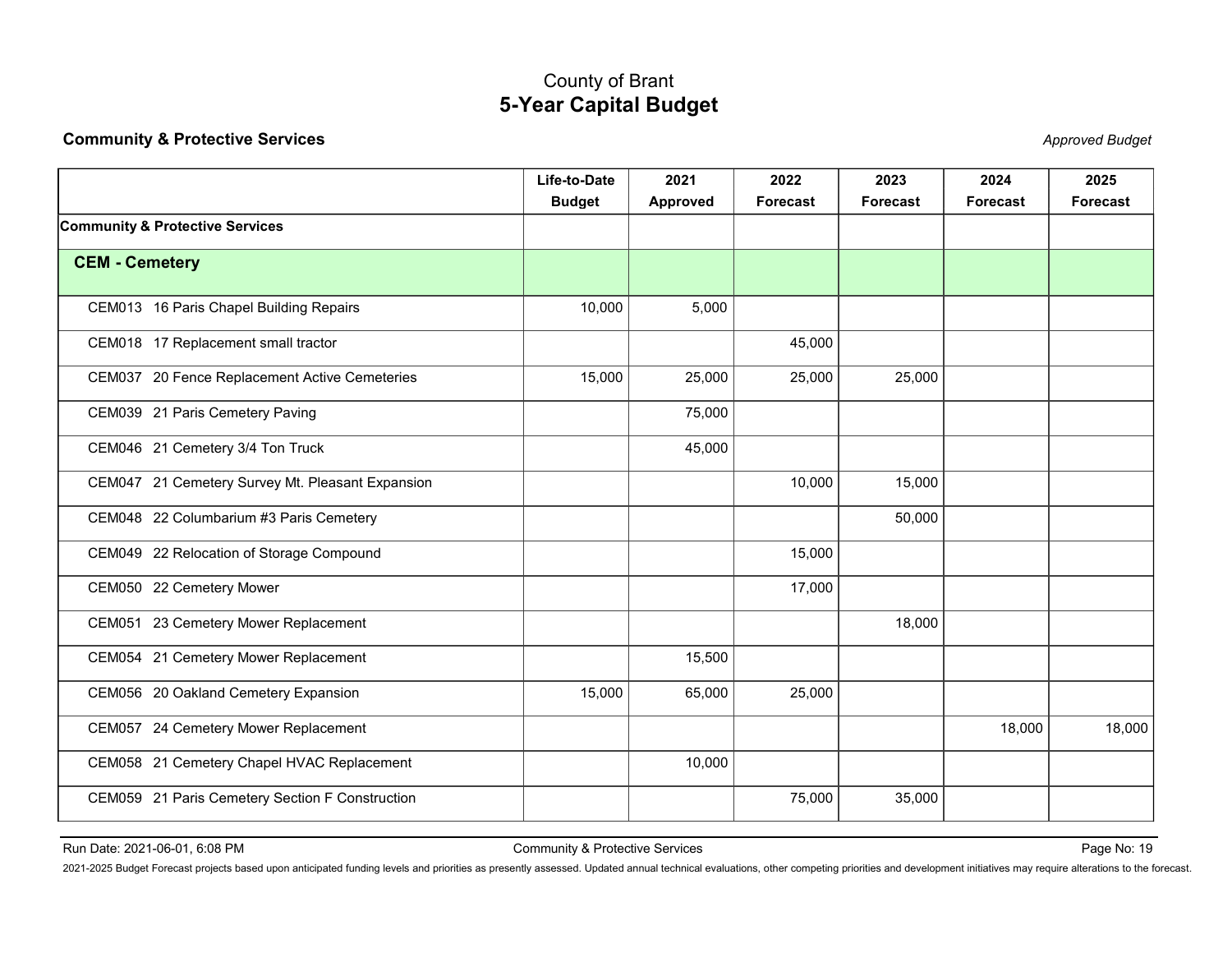# County of Brant
## 5-Year Capital Budget

**Community & Protective Services** *Approved Budget*

| | Life-to-Date Budget | 2021 Approved | 2022 Forecast | 2023 Forecast | 2024 Forecast | 2025 Forecast |
|---|---|---|---|---|---|---|
| **Community & Protective Services** | | | | | | |
| **CEM - Cemetery** | | | | | | |
| CEM013 16 Paris Chapel Building Repairs | 10,000 | 5,000 | | | | |
| CEM018 17 Replacement small tractor | | | 45,000 | | | |
| CEM037 20 Fence Replacement Active Cemeteries | 15,000 | 25,000 | 25,000 | 25,000 | | |
| CEM039 21 Paris Cemetery Paving | | 75,000 | | | | |
| CEM046 21 Cemetery 3/4 Ton Truck | | 45,000 | | | | |
| CEM047 21 Cemetery Survey Mt. Pleasant Expansion | | | 10,000 | 15,000 | | |
| CEM048 22 Columbarium #3 Paris Cemetery | | | | 50,000 | | |
| CEM049 22 Relocation of Storage Compound | | | 15,000 | | | |
| CEM050 22 Cemetery Mower | | | 17,000 | | | |
| CEM051 23 Cemetery Mower Replacement | | | | 18,000 | | |
| CEM054 21 Cemetery Mower Replacement | | 15,500 | | | | |
| CEM056 20 Oakland Cemetery Expansion | 15,000 | 65,000 | 25,000 | | | |
| CEM057 24 Cemetery Mower Replacement | | | | | 18,000 | 18,000 |
| CEM058 21 Cemetery Chapel HVAC Replacement | | 10,000 | | | | |
| CEM059 21 Paris Cemetery Section F Construction | | | 75,000 | 35,000 | | |

Run Date: 2021-06-01, 6:08 PM

2021-2025 Budget Forecast projects based upon anticipated funding levels and priorities as presently assessed. Updated annual technical evaluations, other competing priorities and development initiatives may require alterations to the forecast.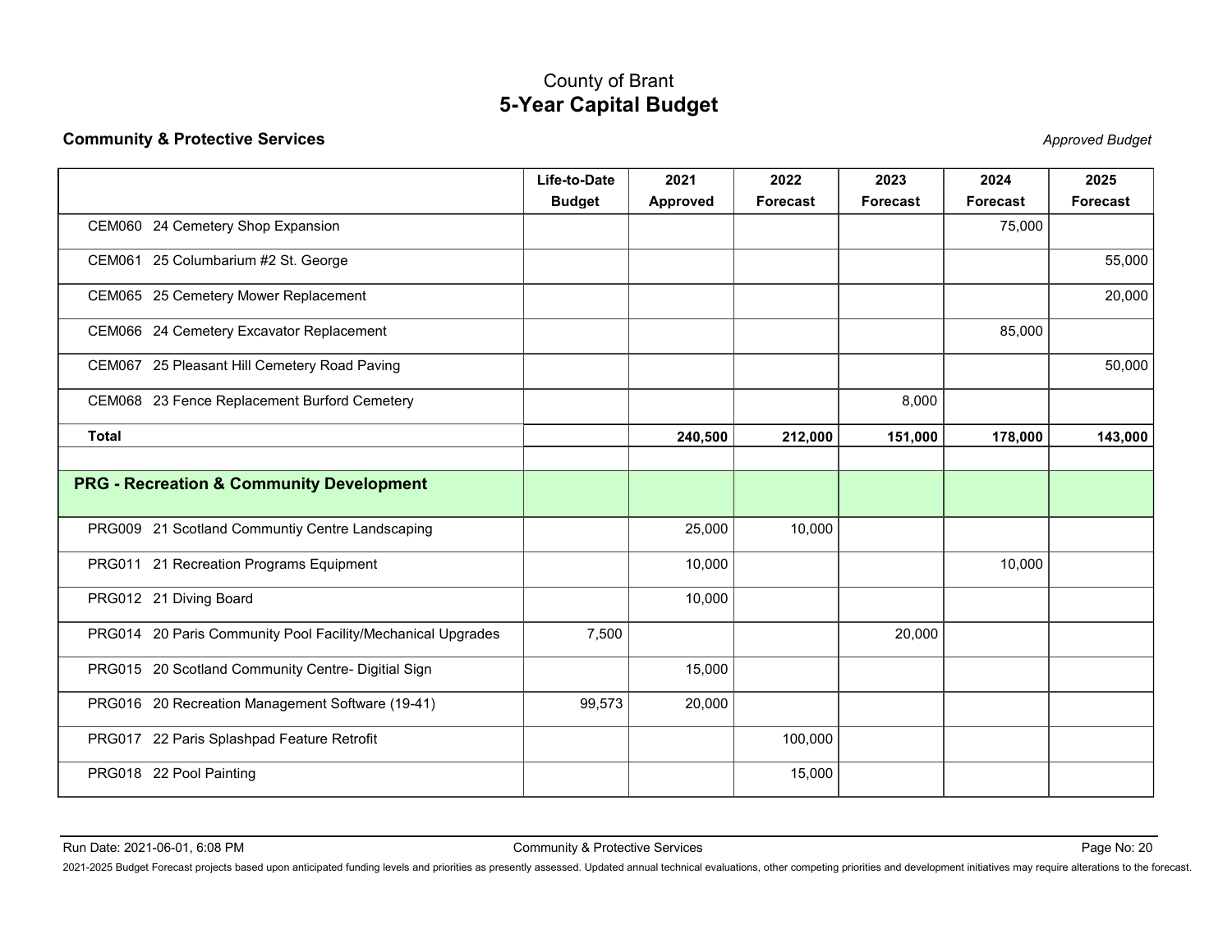# County of Brant
## 5-Year Capital Budget

**Community & Protective Services** *Approved Budget*

| | Life-to-Date Budget | 2021 Approved | 2022 Forecast | 2023 Forecast | 2024 Forecast | 2025 Forecast |
|---|---|---|---|---|---|---|
| CEM060 24 Cemetery Shop Expansion | | | | | 75,000 | |
| CEM061 25 Columbarium #2 St. George | | | | | | 55,000 |
| CEM065 25 Cemetery Mower Replacement | | | | | | 20,000 |
| CEM066 24 Cemetery Excavator Replacement | | | | | 85,000 | |
| CEM067 25 Pleasant Hill Cemetery Road Paving | | | | | | 50,000 |
| CEM068 23 Fence Replacement Burford Cemetery | | | | 8,000 | | |
| **Total** | | **240,500** | **212,000** | **151,000** | **178,000** | **143,000** |
| | | | | | | |
| **PRG - Recreation & Community Development** | | | | | | |
| PRG009 21 Scotland Communtiy Centre Landscaping | | 25,000 | 10,000 | | | |
| PRG011 21 Recreation Programs Equipment | | 10,000 | | | 10,000 | |
| PRG012 21 Diving Board | | 10,000 | | | | |
| PRG014 20 Paris Community Pool Facility/Mechanical Upgrades | 7,500 | | | 20,000 | | |
| PRG015 20 Scotland Community Centre- Digitial Sign | | 15,000 | | | | |
| PRG016 20 Recreation Management Software (19-41) | 99,573 | 20,000 | | | | |
| PRG017 22 Paris Splashpad Feature Retrofit | | | 100,000 | | | |
| PRG018 22 Pool Painting | | | 15,000 | | | |

2021-2025 Budget Forecast projects based upon anticipated funding levels and priorities as presently assessed. Updated annual technical evaluations, other competing priorities and development initiatives may require alterations to the forecast.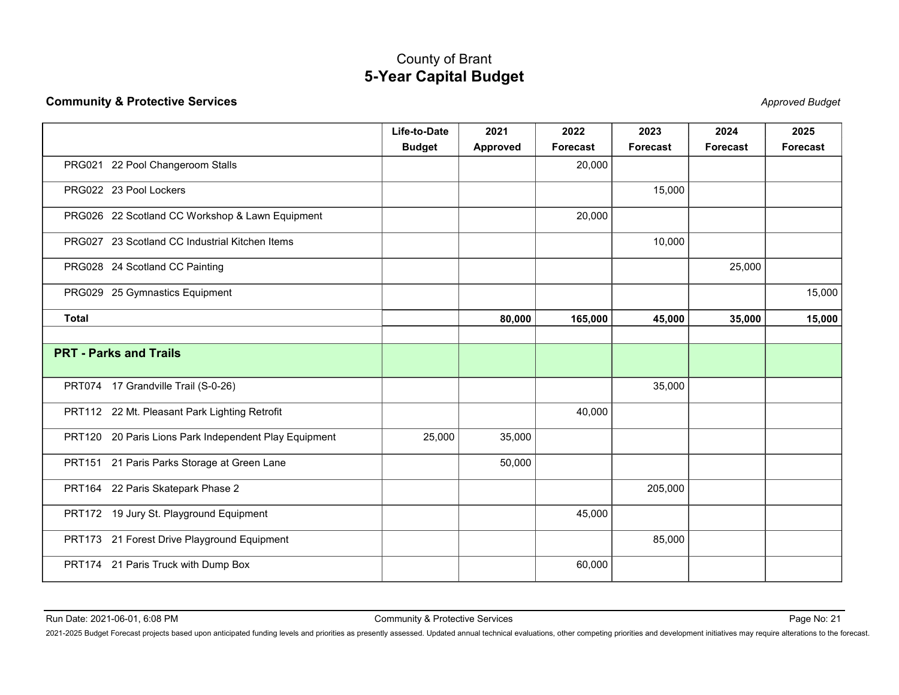# County of Brant
## 5-Year Capital Budget

**Community & Protective Services**

*Approved Budget*

| | Life-to-Date Budget | 2021 Approved | 2022 Forecast | 2023 Forecast | 2024 Forecast | 2025 Forecast |
|---|---|---|---|---|---|---|
| PRG021 22 Pool Changeroom Stalls | | | 20,000 | | | |
| PRG022 23 Pool Lockers | | | | 15,000 | | |
| PRG026 22 Scotland CC Workshop & Lawn Equipment | | | 20,000 | | | |
| PRG027 23 Scotland CC Industrial Kitchen Items | | | | 10,000 | | |
| PRG028 24 Scotland CC Painting | | | | | 25,000 | |
| PRG029 25 Gymnastics Equipment | | | | | | 15,000 |
| **Total** | | **80,000** | **165,000** | **45,000** | **35,000** | **15,000** |
| | | | | | | |
| **PRT - Parks and Trails** | | | | | | |
| PRT074 17 Grandville Trail (S-0-26) | | | | 35,000 | | |
| PRT112 22 Mt. Pleasant Park Lighting Retrofit | | | 40,000 | | | |
| PRT120 20 Paris Lions Park Independent Play Equipment | 25,000 | 35,000 | | | | |
| PRT151 21 Paris Parks Storage at Green Lane | | 50,000 | | | | |
| PRT164 22 Paris Skatepark Phase 2 | | | | 205,000 | | |
| PRT172 19 Jury St. Playground Equipment | | | 45,000 | | | |
| PRT173 21 Forest Drive Playground Equipment | | | | 85,000 | | |
| PRT174 21 Paris Truck with Dump Box | | | 60,000 | | | |

Run Date: 2021-06-01, 6:08 PM

2021-2025 Budget Forecast projects based upon anticipated funding levels and priorities as presently assessed. Updated annual technical evaluations, other competing priorities and development initiatives may require alterations to the forecast.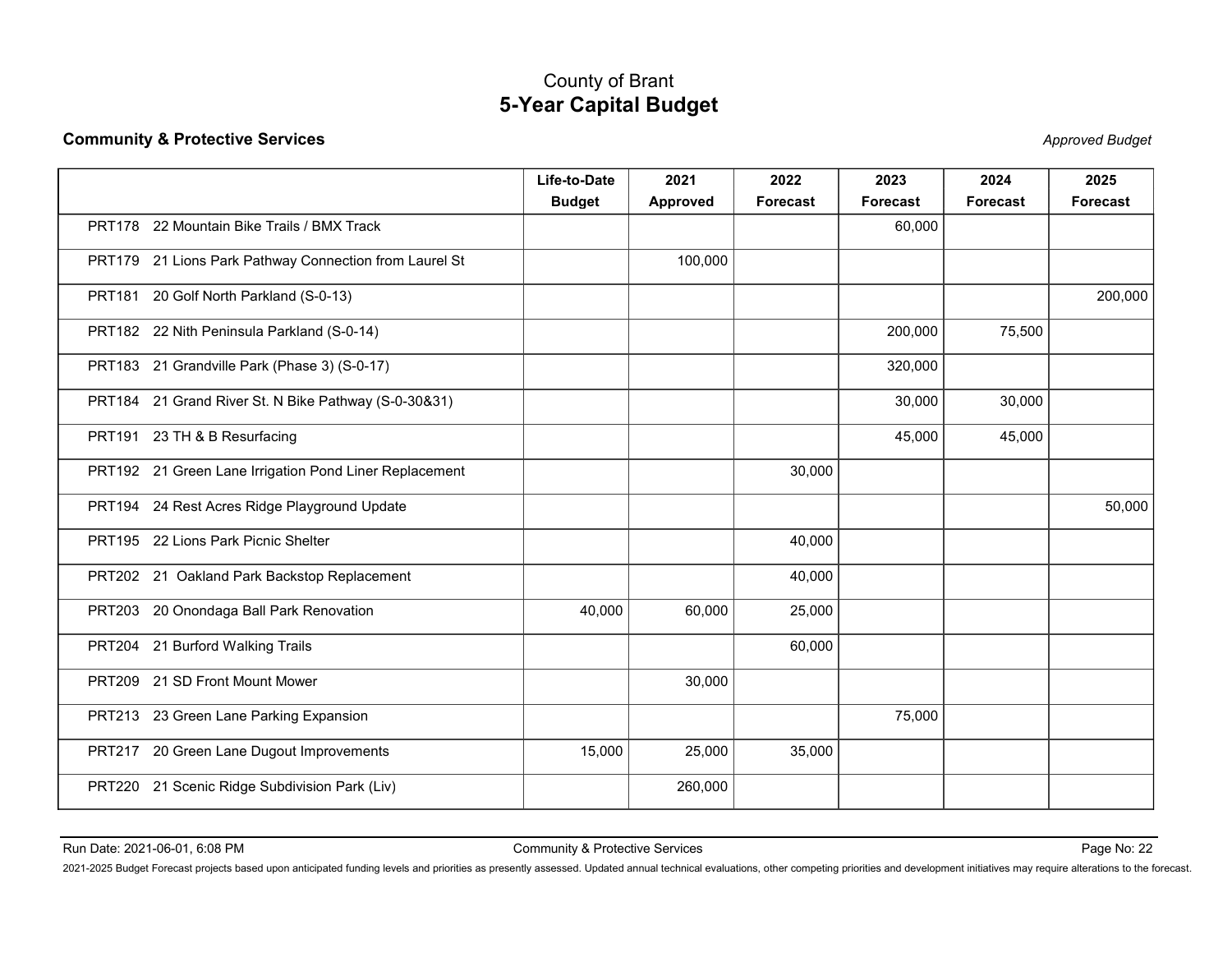# County of Brant
## 5-Year Capital Budget

**Community & Protective Services** *Approved Budget*

| | Life-to-Date Budget | 2021 Approved | 2022 Forecast | 2023 Forecast | 2024 Forecast | 2025 Forecast |
|---|---|---|---|---|---|---|
| PRT178 22 Mountain Bike Trails / BMX Track | | | | 60,000 | | |
| PRT179 21 Lions Park Pathway Connection from Laurel St | | 100,000 | | | | |
| PRT181 20 Golf North Parkland (S-0-13) | | | | | | 200,000 |
| PRT182 22 Nith Peninsula Parkland (S-0-14) | | | | 200,000 | 75,500 | |
| PRT183 21 Grandville Park (Phase 3) (S-0-17) | | | | 320,000 | | |
| PRT184 21 Grand River St. N Bike Pathway (S-0-30&31) | | | | 30,000 | 30,000 | |
| PRT191 23 TH & B Resurfacing | | | | 45,000 | 45,000 | |
| PRT192 21 Green Lane Irrigation Pond Liner Replacement | | | 30,000 | | | |
| PRT194 24 Rest Acres Ridge Playground Update | | | | | | 50,000 |
| PRT195 22 Lions Park Picnic Shelter | | | 40,000 | | | |
| PRT202 21 Oakland Park Backstop Replacement | | | 40,000 | | | |
| PRT203 20 Onondaga Ball Park Renovation | 40,000 | 60,000 | 25,000 | | | |
| PRT204 21 Burford Walking Trails | | | 60,000 | | | |
| PRT209 21 SD Front Mount Mower | | 30,000 | | | | |
| PRT213 23 Green Lane Parking Expansion | | | | 75,000 | | |
| PRT217 20 Green Lane Dugout Improvements | 15,000 | 25,000 | 35,000 | | | |
| PRT220 21 Scenic Ridge Subdivision Park (Liv) | | 260,000 | | | | |

Run Date: 2021-06-01, 6:08 PM Community & Protective Services

2021-2025 Budget Forecast projects based upon anticipated funding levels and priorities as presently assessed. Updated annual technical evaluations, other competing priorities and development initiatives may require alterations to the forecast.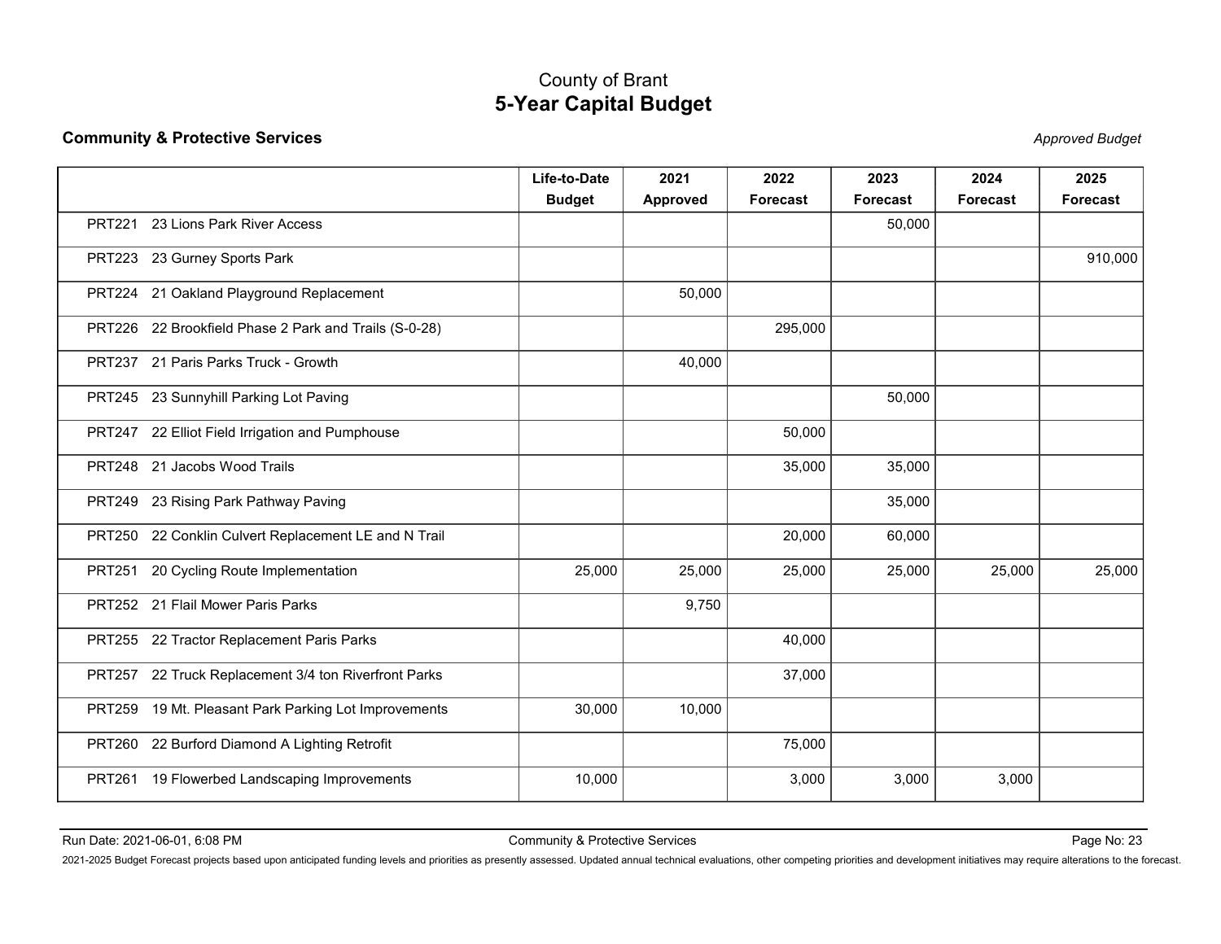# County of Brant
## 5-Year Capital Budget

**Community & Protective Services** *Approved Budget*

| | Life-to-Date Budget | 2021 Approved | 2022 Forecast | 2023 Forecast | 2024 Forecast | 2025 Forecast |
|---|---|---|---|---|---|---|
| PRT221 23 Lions Park River Access | | | | 50,000 | | |
| PRT223 23 Gurney Sports Park | | | | | | 910,000 |
| PRT224 21 Oakland Playground Replacement | | 50,000 | | | | |
| PRT226 22 Brookfield Phase 2 Park and Trails (S-0-28) | | | 295,000 | | | |
| PRT237 21 Paris Parks Truck - Growth | | 40,000 | | | | |
| PRT245 23 Sunnyhill Parking Lot Paving | | | | 50,000 | | |
| PRT247 22 Elliot Field Irrigation and Pumphouse | | | 50,000 | | | |
| PRT248 21 Jacobs Wood Trails | | | 35,000 | 35,000 | | |
| PRT249 23 Rising Park Pathway Paving | | | | 35,000 | | |
| PRT250 22 Conklin Culvert Replacement LE and N Trail | | | 20,000 | 60,000 | | |
| PRT251 20 Cycling Route Implementation | 25,000 | 25,000 | 25,000 | 25,000 | 25,000 | 25,000 |
| PRT252 21 Flail Mower Paris Parks | | 9,750 | | | | |
| PRT255 22 Tractor Replacement Paris Parks | | | 40,000 | | | |
| PRT257 22 Truck Replacement 3/4 ton Riverfront Parks | | | 37,000 | | | |
| PRT259 19 Mt. Pleasant Park Parking Lot Improvements | 30,000 | 10,000 | | | | |
| PRT260 22 Burford Diamond A Lighting Retrofit | | | 75,000 | | | |
| PRT261 19 Flowerbed Landscaping Improvements | 10,000 | | 3,000 | 3,000 | 3,000 | |

Run Date: 2021-06-01, 6:08 PM

2021-2025 Budget Forecast projects based upon anticipated funding levels and priorities as presently assessed. Updated annual technical evaluations, other competing priorities and development initiatives may require alterations to the forecast.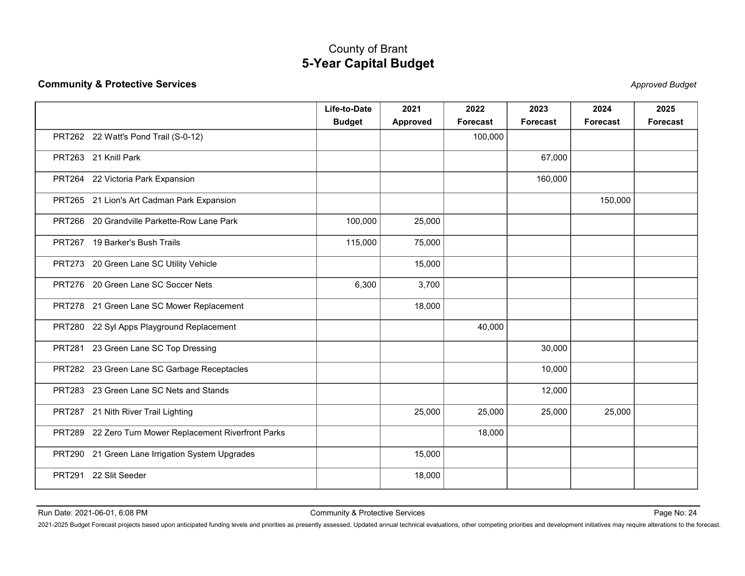# County of Brant
## 5-Year Capital Budget

**Community & Protective Services** *Approved Budget*

| | Life-to-Date Budget | 2021 Approved | 2022 Forecast | 2023 Forecast | 2024 Forecast | 2025 Forecast |
|---|---|---|---|---|---|---|
| PRT262 22 Watt's Pond Trail (S-0-12) | | | 100,000 | | | |
| PRT263 21 Knill Park | | | | 67,000 | | |
| PRT264 22 Victoria Park Expansion | | | | 160,000 | | |
| PRT265 21 Lion's Art Cadman Park Expansion | | | | | 150,000 | |
| PRT266 20 Grandville Parkette-Row Lane Park | 100,000 | 25,000 | | | | |
| PRT267 19 Barker's Bush Trails | 115,000 | 75,000 | | | | |
| PRT273 20 Green Lane SC Utility Vehicle | | 15,000 | | | | |
| PRT276 20 Green Lane SC Soccer Nets | 6,300 | 3,700 | | | | |
| PRT278 21 Green Lane SC Mower Replacement | | 18,000 | | | | |
| PRT280 22 Syl Apps Playground Replacement | | | 40,000 | | | |
| PRT281 23 Green Lane SC Top Dressing | | | | 30,000 | | |
| PRT282 23 Green Lane SC Garbage Receptacles | | | | 10,000 | | |
| PRT283 23 Green Lane SC Nets and Stands | | | | 12,000 | | |
| PRT287 21 Nith River Trail Lighting | | 25,000 | 25,000 | 25,000 | 25,000 | |
| PRT289 22 Zero Turn Mower Replacement Riverfront Parks | | | 18,000 | | | |
| PRT290 21 Green Lane Irrigation System Upgrades | | 15,000 | | | | |
| PRT291 22 Slit Seeder | | 18,000 | | | | |

Run Date: 2021-06-01, 6:08 PM — Community & Protective Services

2021-2025 Budget Forecast projects based upon anticipated funding levels and priorities as presently assessed. Updated annual technical evaluations, other competing priorities and development initiatives may require alterations to the forecast.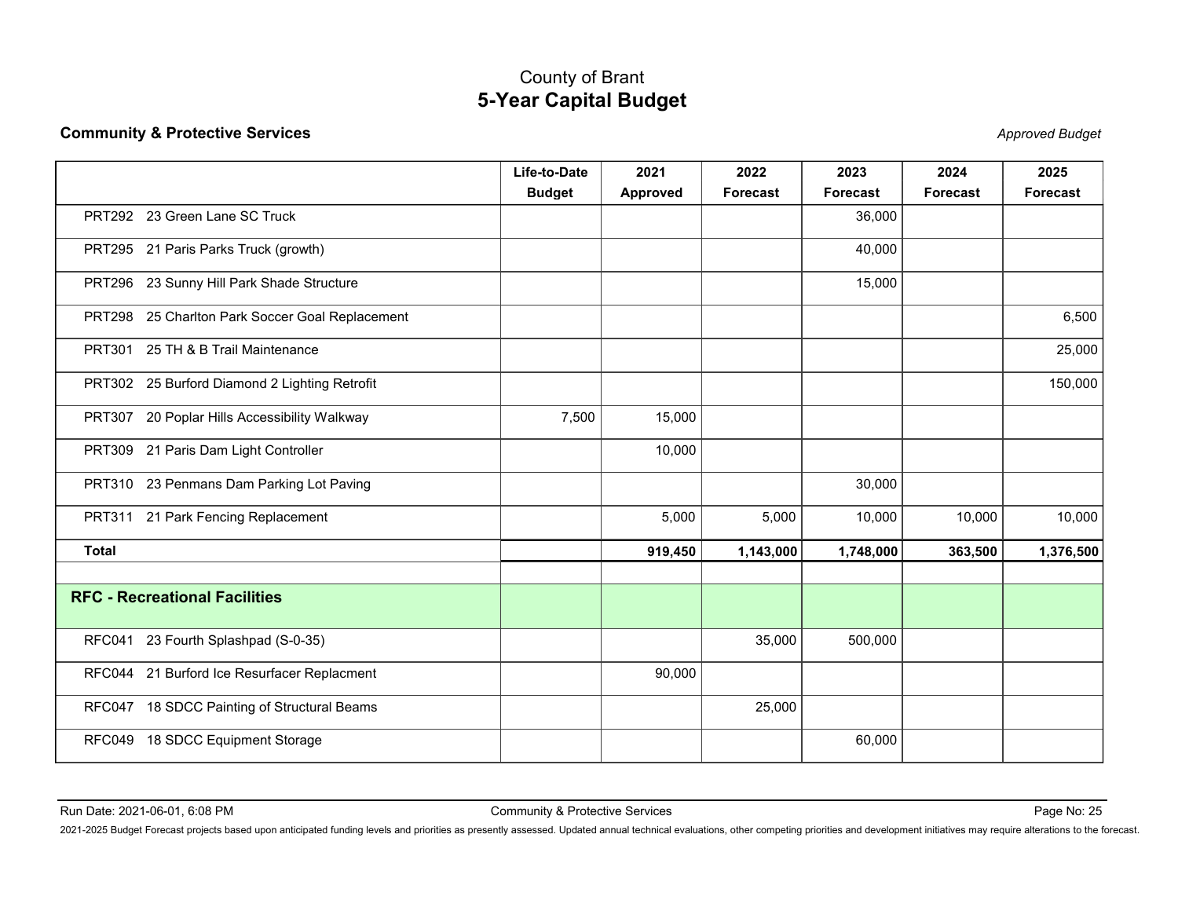# County of Brant
## 5-Year Capital Budget

**Community & Protective Services** *Approved Budget*

| | Life-to-Date Budget | 2021 Approved | 2022 Forecast | 2023 Forecast | 2024 Forecast | 2025 Forecast |
|---|---|---|---|---|---|---|
| PRT292 23 Green Lane SC Truck | | | | 36,000 | | |
| PRT295 21 Paris Parks Truck (growth) | | | | 40,000 | | |
| PRT296 23 Sunny Hill Park Shade Structure | | | | 15,000 | | |
| PRT298 25 Charlton Park Soccer Goal Replacement | | | | | | 6,500 |
| PRT301 25 TH & B Trail Maintenance | | | | | | 25,000 |
| PRT302 25 Burford Diamond 2 Lighting Retrofit | | | | | | 150,000 |
| PRT307 20 Poplar Hills Accessibility Walkway | 7,500 | 15,000 | | | | |
| PRT309 21 Paris Dam Light Controller | | 10,000 | | | | |
| PRT310 23 Penmans Dam Parking Lot Paving | | | | 30,000 | | |
| PRT311 21 Park Fencing Replacement | | 5,000 | 5,000 | 10,000 | 10,000 | 10,000 |
| **Total** | | **919,450** | **1,143,000** | **1,748,000** | **363,500** | **1,376,500** |
| | | | | | | |
| **RFC - Recreational Facilities** | | | | | | |
| RFC041 23 Fourth Splashpad (S-0-35) | | | 35,000 | 500,000 | | |
| RFC044 21 Burford Ice Resurfacer Replacment | | 90,000 | | | | |
| RFC047 18 SDCC Painting of Structural Beams | | | 25,000 | | | |
| RFC049 18 SDCC Equipment Storage | | | | 60,000 | | |

2021-2025 Budget Forecast projects based upon anticipated funding levels and priorities as presently assessed. Updated annual technical evaluations, other competing priorities and development initiatives may require alterations to the forecast.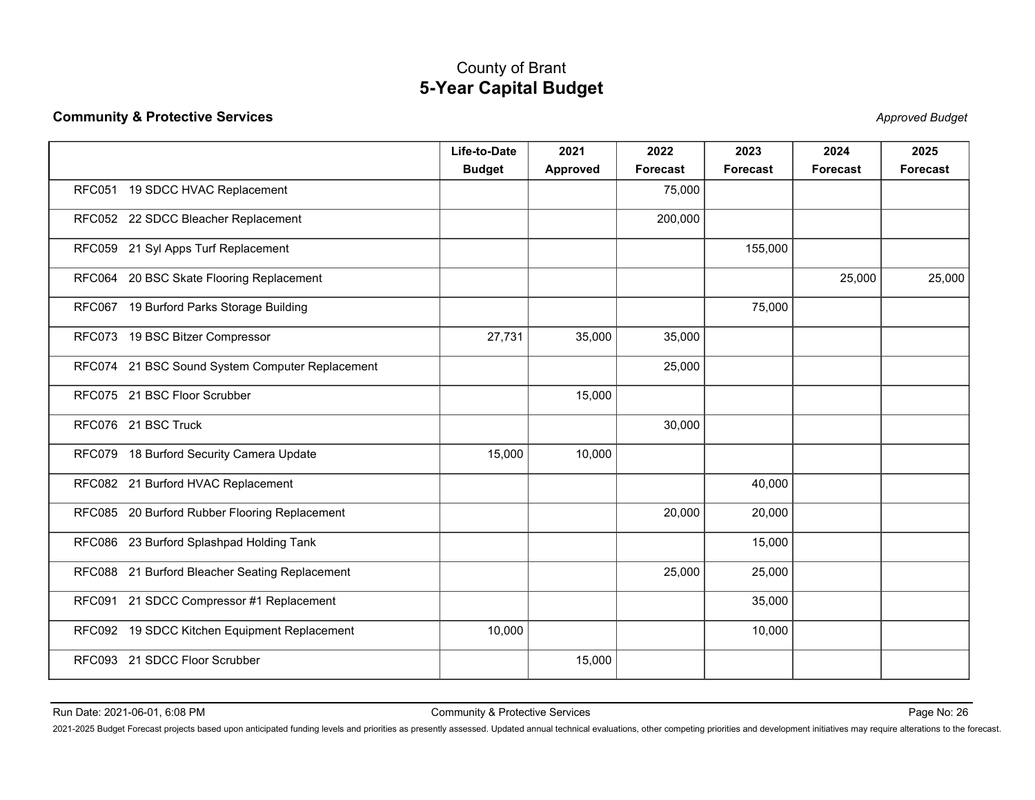# County of Brant
## 5-Year Capital Budget

**Community & Protective Services** *Approved Budget*

| | Life-to-Date Budget | 2021 Approved | 2022 Forecast | 2023 Forecast | 2024 Forecast | 2025 Forecast |
|---|---|---|---|---|---|---|
| RFC051 19 SDCC HVAC Replacement | | | 75,000 | | | |
| RFC052 22 SDCC Bleacher Replacement | | | 200,000 | | | |
| RFC059 21 Syl Apps Turf Replacement | | | | 155,000 | | |
| RFC064 20 BSC Skate Flooring Replacement | | | | | 25,000 | 25,000 |
| RFC067 19 Burford Parks Storage Building | | | | 75,000 | | |
| RFC073 19 BSC Bitzer Compressor | 27,731 | 35,000 | 35,000 | | | |
| RFC074 21 BSC Sound System Computer Replacement | | | 25,000 | | | |
| RFC075 21 BSC Floor Scrubber | | 15,000 | | | | |
| RFC076 21 BSC Truck | | | 30,000 | | | |
| RFC079 18 Burford Security Camera Update | 15,000 | 10,000 | | | | |
| RFC082 21 Burford HVAC Replacement | | | | 40,000 | | |
| RFC085 20 Burford Rubber Flooring Replacement | | | 20,000 | 20,000 | | |
| RFC086 23 Burford Splashpad Holding Tank | | | | 15,000 | | |
| RFC088 21 Burford Bleacher Seating Replacement | | | 25,000 | 25,000 | | |
| RFC091 21 SDCC Compressor #1 Replacement | | | | 35,000 | | |
| RFC092 19 SDCC Kitchen Equipment Replacement | 10,000 | | | 10,000 | | |
| RFC093 21 SDCC Floor Scrubber | | 15,000 | | | | |

Run Date: 2021-06-01, 6:08 PM

2021-2025 Budget Forecast projects based upon anticipated funding levels and priorities as presently assessed. Updated annual technical evaluations, other competing priorities and development initiatives may require alterations to the forecast.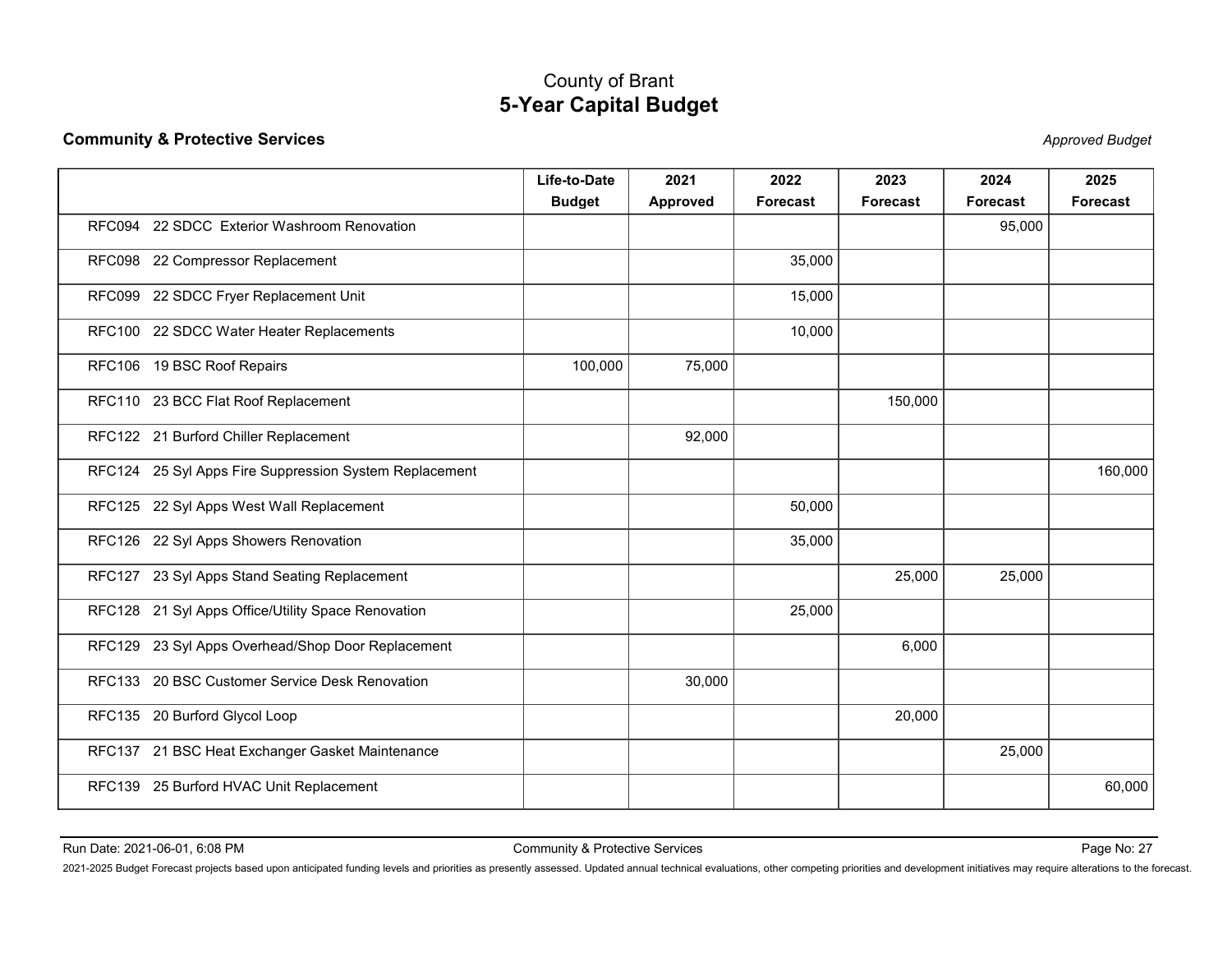# County of Brant
## 5-Year Capital Budget

**Community & Protective Services** *Approved Budget*

| | Life-to-Date Budget | 2021 Approved | 2022 Forecast | 2023 Forecast | 2024 Forecast | 2025 Forecast |
|---|---|---|---|---|---|---|
| RFC094 22 SDCC Exterior Washroom Renovation | | | | | 95,000 | |
| RFC098 22 Compressor Replacement | | | 35,000 | | | |
| RFC099 22 SDCC Fryer Replacement Unit | | | 15,000 | | | |
| RFC100 22 SDCC Water Heater Replacements | | | 10,000 | | | |
| RFC106 19 BSC Roof Repairs | 100,000 | 75,000 | | | | |
| RFC110 23 BCC Flat Roof Replacement | | | | 150,000 | | |
| RFC122 21 Burford Chiller Replacement | | 92,000 | | | | |
| RFC124 25 Syl Apps Fire Suppression System Replacement | | | | | | 160,000 |
| RFC125 22 Syl Apps West Wall Replacement | | | 50,000 | | | |
| RFC126 22 Syl Apps Showers Renovation | | | 35,000 | | | |
| RFC127 23 Syl Apps Stand Seating Replacement | | | | 25,000 | 25,000 | |
| RFC128 21 Syl Apps Office/Utility Space Renovation | | | 25,000 | | | |
| RFC129 23 Syl Apps Overhead/Shop Door Replacement | | | | 6,000 | | |
| RFC133 20 BSC Customer Service Desk Renovation | | 30,000 | | | | |
| RFC135 20 Burford Glycol Loop | | | | 20,000 | | |
| RFC137 21 BSC Heat Exchanger Gasket Maintenance | | | | | 25,000 | |
| RFC139 25 Burford HVAC Unit Replacement | | | | | | 60,000 |

Run Date: 2021-06-01, 6:08 PM Community & Protective Services

2021-2025 Budget Forecast projects based upon anticipated funding levels and priorities as presently assessed. Updated annual technical evaluations, other competing priorities and development initiatives may require alterations to the forecast.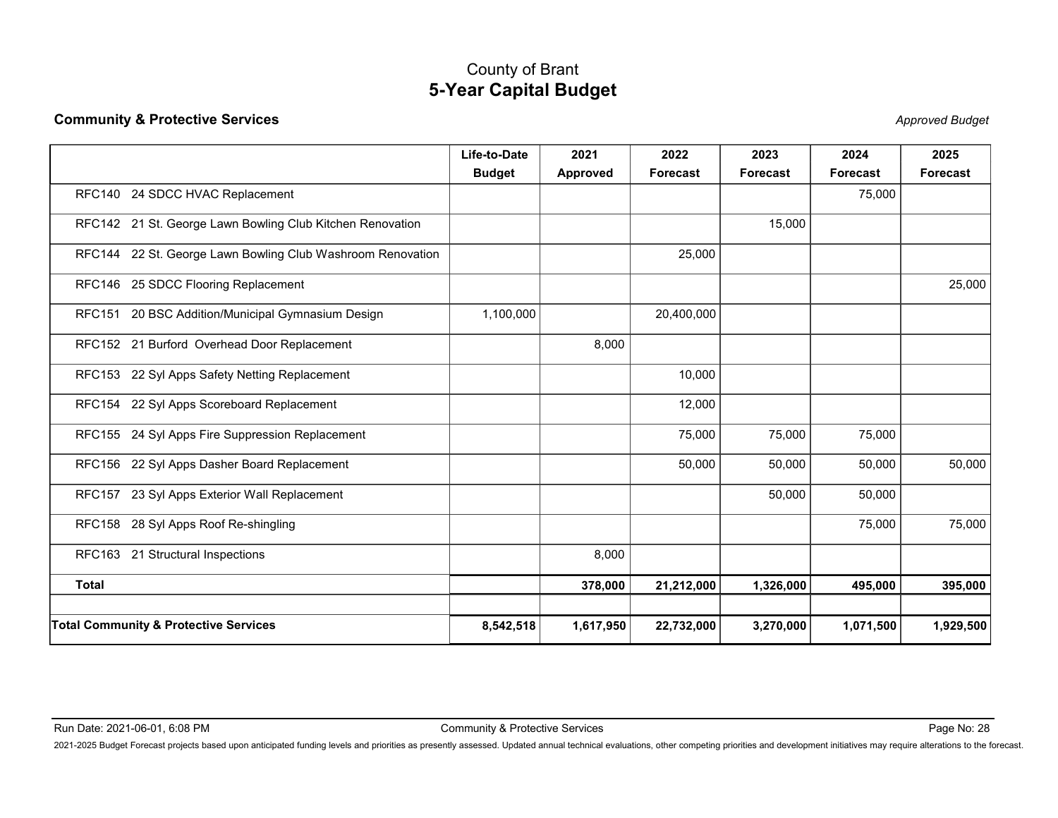# County of Brant
## 5-Year Capital Budget

**Community & Protective Services** *Approved Budget*

| | Life-to-Date Budget | 2021 Approved | 2022 Forecast | 2023 Forecast | 2024 Forecast | 2025 Forecast |
|---|---|---|---|---|---|---|
| RFC140 24 SDCC HVAC Replacement | | | | | 75,000 | |
| RFC142 21 St. George Lawn Bowling Club Kitchen Renovation | | | | 15,000 | | |
| RFC144 22 St. George Lawn Bowling Club Washroom Renovation | | | 25,000 | | | |
| RFC146 25 SDCC Flooring Replacement | | | | | | 25,000 |
| RFC151 20 BSC Addition/Municipal Gymnasium Design | 1,100,000 | | 20,400,000 | | | |
| RFC152 21 Burford Overhead Door Replacement | | 8,000 | | | | |
| RFC153 22 Syl Apps Safety Netting Replacement | | | 10,000 | | | |
| RFC154 22 Syl Apps Scoreboard Replacement | | | 12,000 | | | |
| RFC155 24 Syl Apps Fire Suppression Replacement | | | 75,000 | 75,000 | 75,000 | |
| RFC156 22 Syl Apps Dasher Board Replacement | | | 50,000 | 50,000 | 50,000 | 50,000 |
| RFC157 23 Syl Apps Exterior Wall Replacement | | | | 50,000 | 50,000 | |
| RFC158 28 Syl Apps Roof Re-shingling | | | | | 75,000 | 75,000 |
| RFC163 21 Structural Inspections | | 8,000 | | | | |
| **Total** | | **378,000** | **21,212,000** | **1,326,000** | **495,000** | **395,000** |
| | | | | | | |
| **Total Community & Protective Services** | **8,542,518** | **1,617,950** | **22,732,000** | **3,270,000** | **1,071,500** | **1,929,500** |

Run Date: 2021-06-01, 6:08 PM

2021-2025 Budget Forecast projects based upon anticipated funding levels and priorities as presently assessed. Updated annual technical evaluations, other competing priorities and development initiatives may require alterations to the forecast.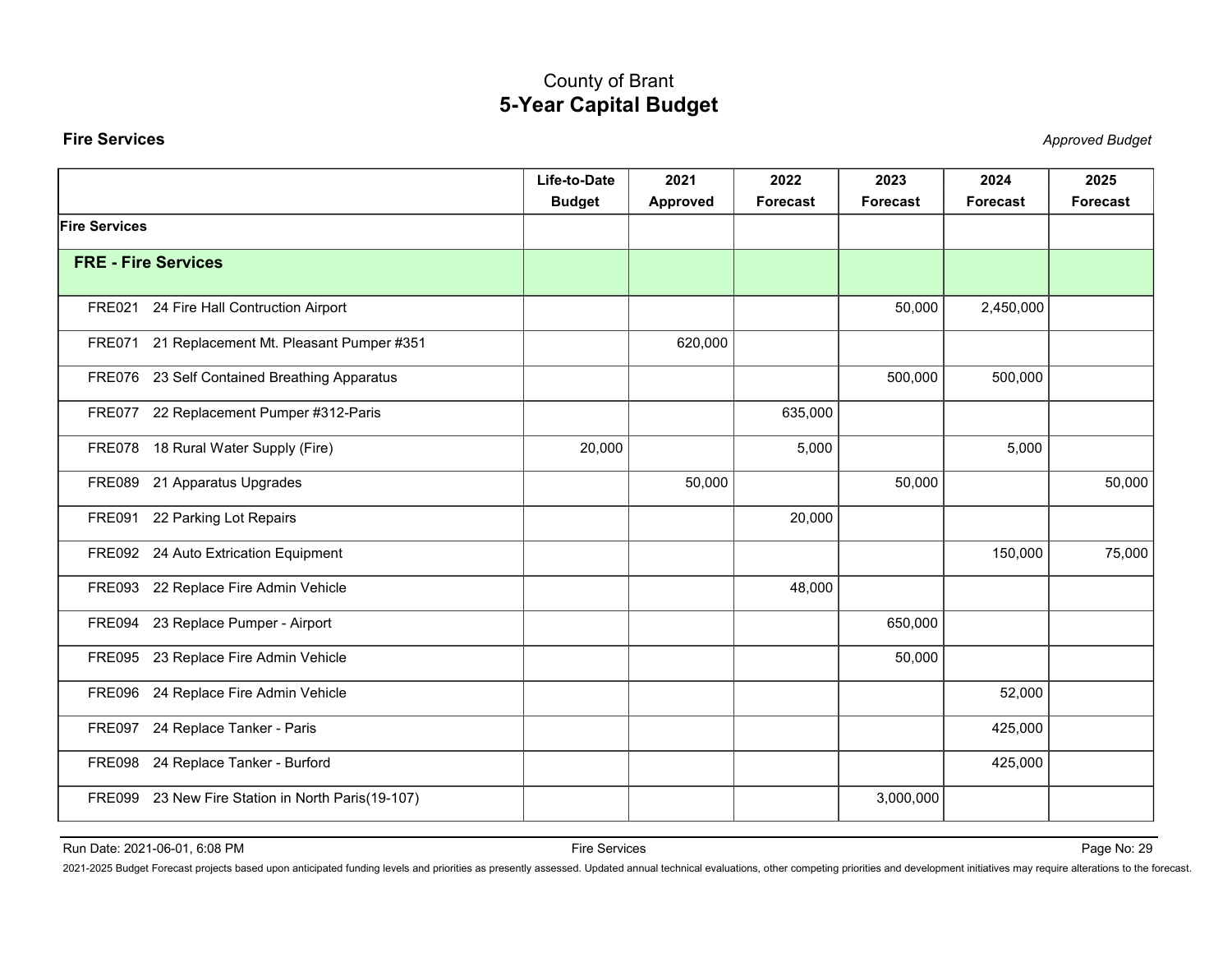# County of Brant
## 5-Year Capital Budget

**Fire Services** *Approved Budget*

| | Life-to-Date Budget | 2021 Approved | 2022 Forecast | 2023 Forecast | 2024 Forecast | 2025 Forecast |
|---|---|---|---|---|---|---|
| **Fire Services** | | | | | | |
| **FRE - Fire Services** | | | | | | |
| FRE021 24 Fire Hall Contruction Airport | | | | 50,000 | 2,450,000 | |
| FRE071 21 Replacement Mt. Pleasant Pumper #351 | | 620,000 | | | | |
| FRE076 23 Self Contained Breathing Apparatus | | | | 500,000 | 500,000 | |
| FRE077 22 Replacement Pumper #312-Paris | | | 635,000 | | | |
| FRE078 18 Rural Water Supply (Fire) | 20,000 | | 5,000 | | 5,000 | |
| FRE089 21 Apparatus Upgrades | | 50,000 | | 50,000 | | 50,000 |
| FRE091 22 Parking Lot Repairs | | | 20,000 | | | |
| FRE092 24 Auto Extrication Equipment | | | | | 150,000 | 75,000 |
| FRE093 22 Replace Fire Admin Vehicle | | | 48,000 | | | |
| FRE094 23 Replace Pumper - Airport | | | | 650,000 | | |
| FRE095 23 Replace Fire Admin Vehicle | | | | 50,000 | | |
| FRE096 24 Replace Fire Admin Vehicle | | | | | 52,000 | |
| FRE097 24 Replace Tanker - Paris | | | | | 425,000 | |
| FRE098 24 Replace Tanker - Burford | | | | | 425,000 | |
| FRE099 23 New Fire Station in North Paris(19-107) | | | | 3,000,000 | | |

Run Date: 2021-06-01, 6:08 PM Fire Services

2021-2025 Budget Forecast projects based upon anticipated funding levels and priorities as presently assessed. Updated annual technical evaluations, other competing priorities and development initiatives may require alterations to the forecast.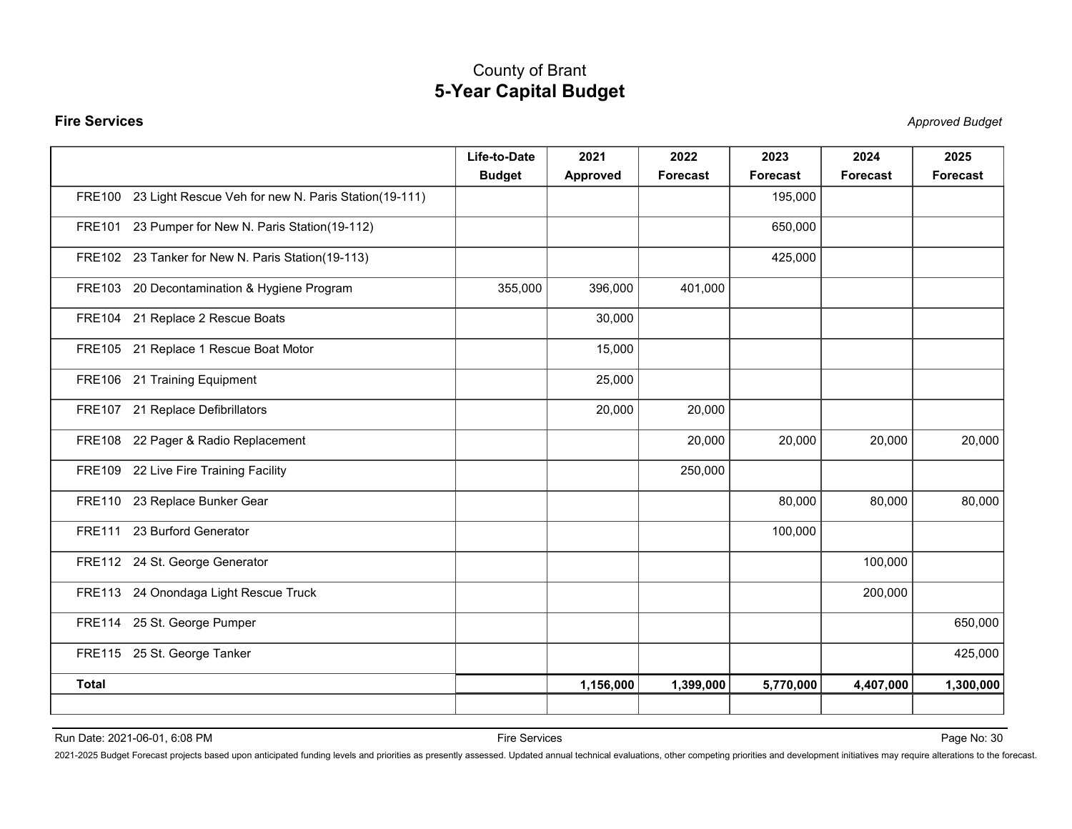# County of Brant
## 5-Year Capital Budget

**Fire Services** *Approved Budget*

| | Life-to-Date Budget | 2021 Approved | 2022 Forecast | 2023 Forecast | 2024 Forecast | 2025 Forecast |
|---|---|---|---|---|---|---|
| FRE100 23 Light Rescue Veh for new N. Paris Station(19-111) | | | | 195,000 | | |
| FRE101 23 Pumper for New N. Paris Station(19-112) | | | | 650,000 | | |
| FRE102 23 Tanker for New N. Paris Station(19-113) | | | | 425,000 | | |
| FRE103 20 Decontamination & Hygiene Program | 355,000 | 396,000 | 401,000 | | | |
| FRE104 21 Replace 2 Rescue Boats | | 30,000 | | | | |
| FRE105 21 Replace 1 Rescue Boat Motor | | 15,000 | | | | |
| FRE106 21 Training Equipment | | 25,000 | | | | |
| FRE107 21 Replace Defibrillators | | 20,000 | 20,000 | | | |
| FRE108 22 Pager & Radio Replacement | | | 20,000 | 20,000 | 20,000 | 20,000 |
| FRE109 22 Live Fire Training Facility | | | 250,000 | | | |
| FRE110 23 Replace Bunker Gear | | | | 80,000 | 80,000 | 80,000 |
| FRE111 23 Burford Generator | | | | 100,000 | | |
| FRE112 24 St. George Generator | | | | | 100,000 | |
| FRE113 24 Onondaga Light Rescue Truck | | | | | 200,000 | |
| FRE114 25 St. George Pumper | | | | | | 650,000 |
| FRE115 25 St. George Tanker | | | | | | 425,000 |
| **Total** | | **1,156,000** | **1,399,000** | **5,770,000** | **4,407,000** | **1,300,000** |

2021-2025 Budget Forecast projects based upon anticipated funding levels and priorities as presently assessed. Updated annual technical evaluations, other competing priorities and development initiatives may require alterations to the forecast.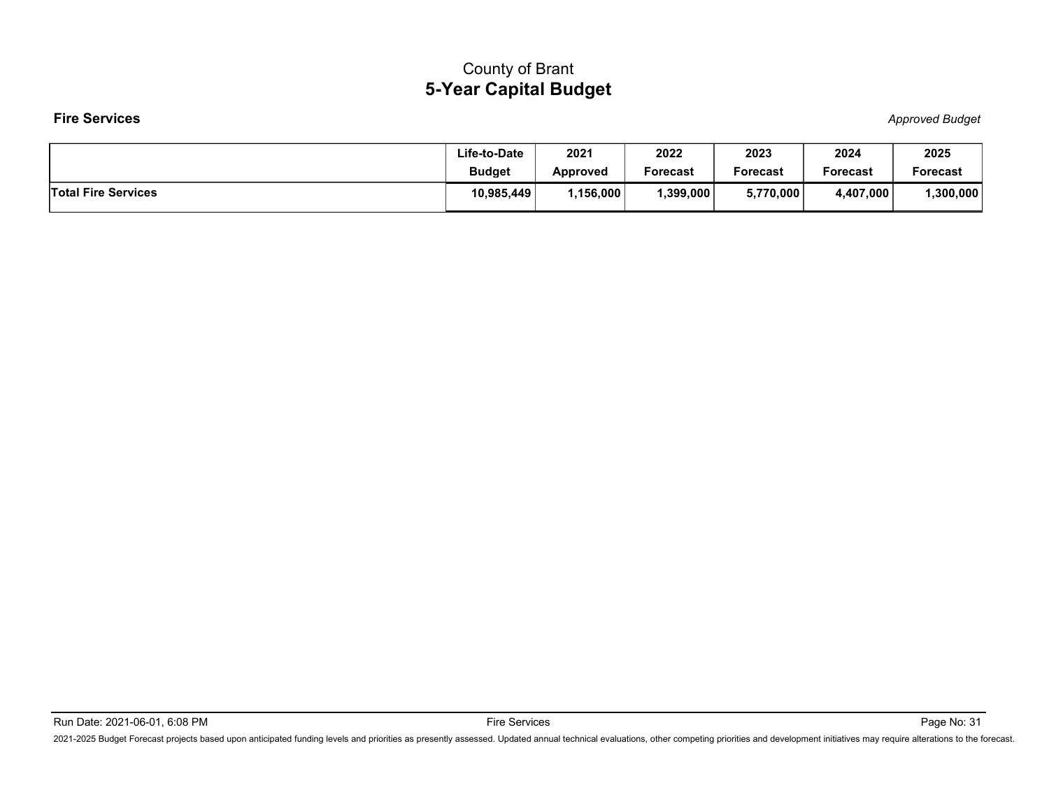# County of Brant
## 5-Year Capital Budget

**Fire Services** *Approved Budget*

| | Life-to-Date Budget | 2021 Approved | 2022 Forecast | 2023 Forecast | 2024 Forecast | 2025 Forecast |
|---|---|---|---|---|---|---|
| **Total Fire Services** | **10,985,449** | **1,156,000** | **1,399,000** | **5,770,000** | **4,407,000** | **1,300,000** |

2021-2025 Budget Forecast projects based upon anticipated funding levels and priorities as presently assessed. Updated annual technical evaluations, other competing priorities and development initiatives may require alterations to the forecast.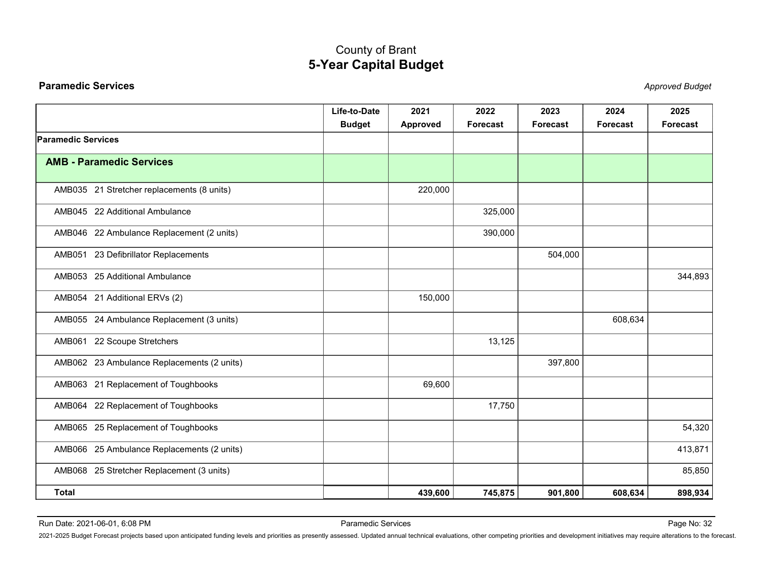# County of Brant
## 5-Year Capital Budget

**Paramedic Services** *Approved Budget*

| | Life-to-Date Budget | 2021 Approved | 2022 Forecast | 2023 Forecast | 2024 Forecast | 2025 Forecast |
|---|---|---|---|---|---|---|
| **Paramedic Services** | | | | | | |
| **AMB - Paramedic Services** | | | | | | |
| AMB035 21 Stretcher replacements (8 units) | | 220,000 | | | | |
| AMB045 22 Additional Ambulance | | | 325,000 | | | |
| AMB046 22 Ambulance Replacement (2 units) | | | 390,000 | | | |
| AMB051 23 Defibrillator Replacements | | | | 504,000 | | |
| AMB053 25 Additional Ambulance | | | | | | 344,893 |
| AMB054 21 Additional ERVs (2) | | 150,000 | | | | |
| AMB055 24 Ambulance Replacement (3 units) | | | | | 608,634 | |
| AMB061 22 Scoupe Stretchers | | | 13,125 | | | |
| AMB062 23 Ambulance Replacements (2 units) | | | | 397,800 | | |
| AMB063 21 Replacement of Toughbooks | | 69,600 | | | | |
| AMB064 22 Replacement of Toughbooks | | | 17,750 | | | |
| AMB065 25 Replacement of Toughbooks | | | | | | 54,320 |
| AMB066 25 Ambulance Replacements (2 units) | | | | | | 413,871 |
| AMB068 25 Stretcher Replacement (3 units) | | | | | | 85,850 |
| **Total** | | **439,600** | **745,875** | **901,800** | **608,634** | **898,934** |

Run Date: 2021-06-01, 6:08 PM

2021-2025 Budget Forecast projects based upon anticipated funding levels and priorities as presently assessed. Updated annual technical evaluations, other competing priorities and development initiatives may require alterations to the forecast.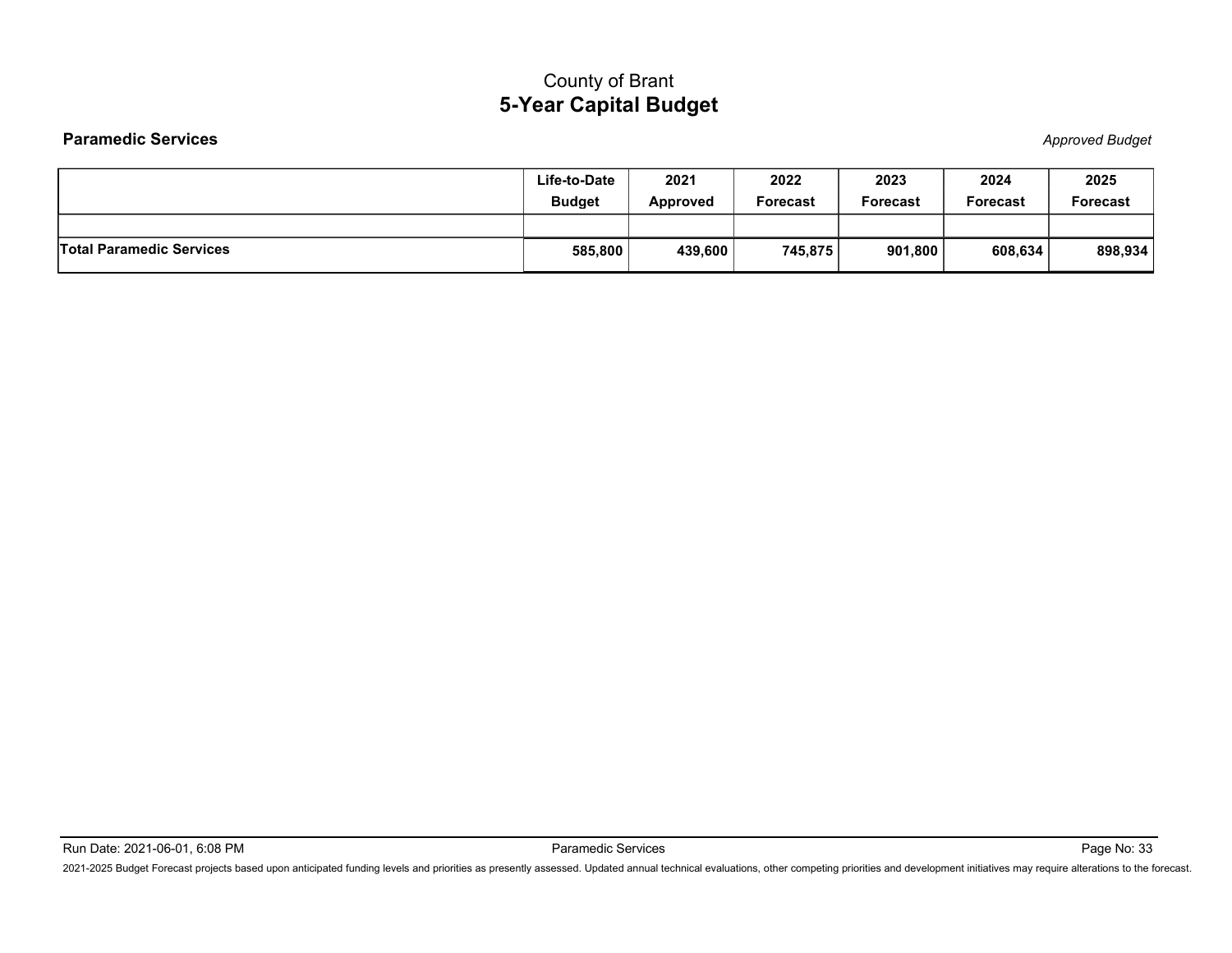# County of Brant

## 5-Year Capital Budget

**Paramedic Services** *Approved Budget*

| | Life-to-Date Budget | 2021 Approved | 2022 Forecast | 2023 Forecast | 2024 Forecast | 2025 Forecast |
|---|---|---|---|---|---|---|
| | | | | | | |
| **Total Paramedic Services** | **585,800** | **439,600** | **745,875** | **901,800** | **608,634** | **898,934** |

2021-2025 Budget Forecast projects based upon anticipated funding levels and priorities as presently assessed. Updated annual technical evaluations, other competing priorities and development initiatives may require alterations to the forecast.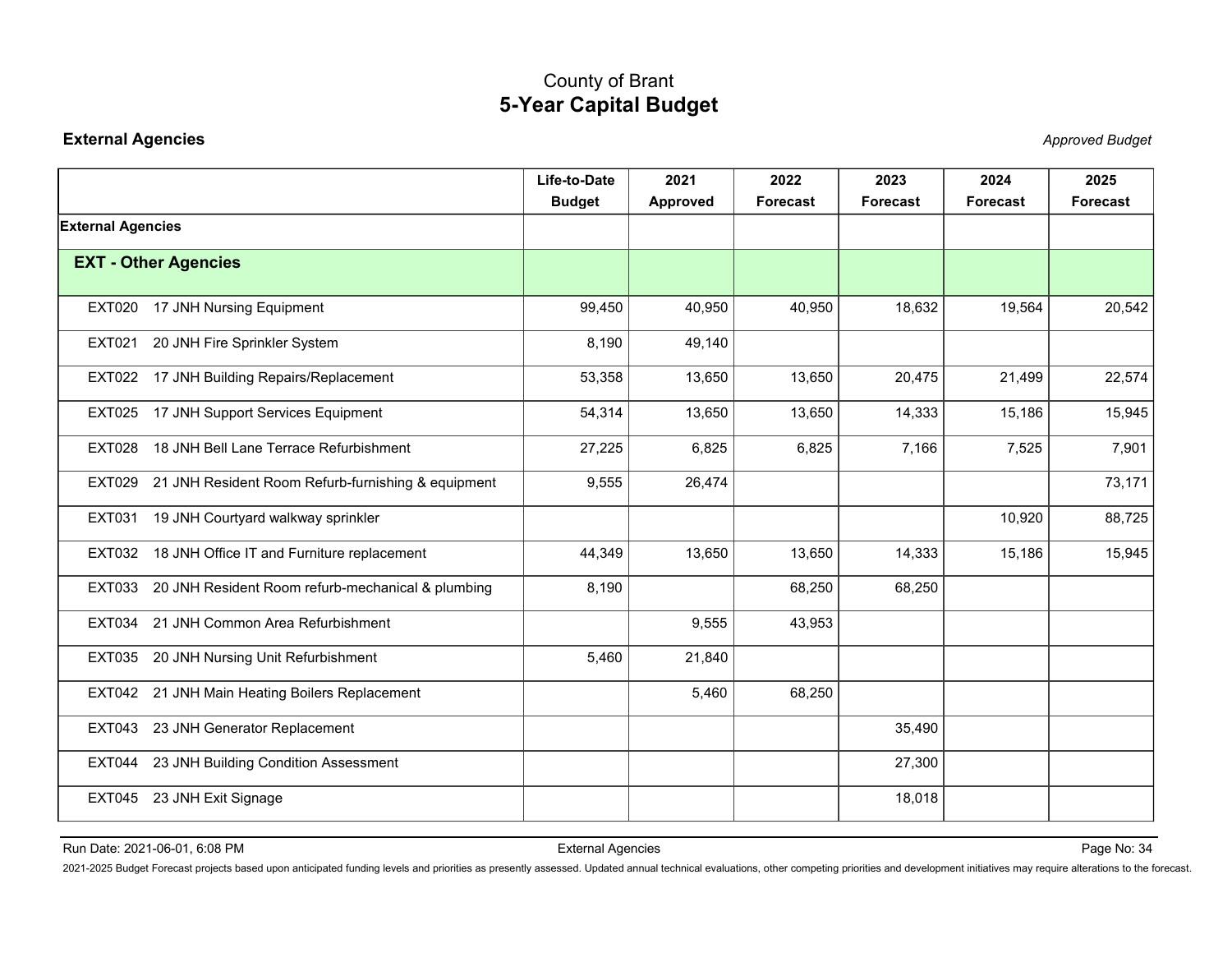# County of Brant
## 5-Year Capital Budget

**External Agencies** *Approved Budget*

| | Life-to-Date Budget | 2021 Approved | 2022 Forecast | 2023 Forecast | 2024 Forecast | 2025 Forecast |
|---|---|---|---|---|---|---|
| **External Agencies** | | | | | | |
| **EXT - Other Agencies** | | | | | | |
| EXT020 17 JNH Nursing Equipment | 99,450 | 40,950 | 40,950 | 18,632 | 19,564 | 20,542 |
| EXT021 20 JNH Fire Sprinkler System | 8,190 | 49,140 | | | | |
| EXT022 17 JNH Building Repairs/Replacement | 53,358 | 13,650 | 13,650 | 20,475 | 21,499 | 22,574 |
| EXT025 17 JNH Support Services Equipment | 54,314 | 13,650 | 13,650 | 14,333 | 15,186 | 15,945 |
| EXT028 18 JNH Bell Lane Terrace Refurbishment | 27,225 | 6,825 | 6,825 | 7,166 | 7,525 | 7,901 |
| EXT029 21 JNH Resident Room Refurb-furnishing & equipment | 9,555 | 26,474 | | | | 73,171 |
| EXT031 19 JNH Courtyard walkway sprinkler | | | | | 10,920 | 88,725 |
| EXT032 18 JNH Office IT and Furniture replacement | 44,349 | 13,650 | 13,650 | 14,333 | 15,186 | 15,945 |
| EXT033 20 JNH Resident Room refurb-mechanical & plumbing | 8,190 | | 68,250 | 68,250 | | |
| EXT034 21 JNH Common Area Refurbishment | | 9,555 | 43,953 | | | |
| EXT035 20 JNH Nursing Unit Refurbishment | 5,460 | 21,840 | | | | |
| EXT042 21 JNH Main Heating Boilers Replacement | | 5,460 | 68,250 | | | |
| EXT043 23 JNH Generator Replacement | | | | 35,490 | | |
| EXT044 23 JNH Building Condition Assessment | | | | 27,300 | | |
| EXT045 23 JNH Exit Signage | | | | 18,018 | | |

Run Date: 2021-06-01, 6:08 PM External Agencies

2021-2025 Budget Forecast projects based upon anticipated funding levels and priorities as presently assessed. Updated annual technical evaluations, other competing priorities and development initiatives may require alterations to the forecast.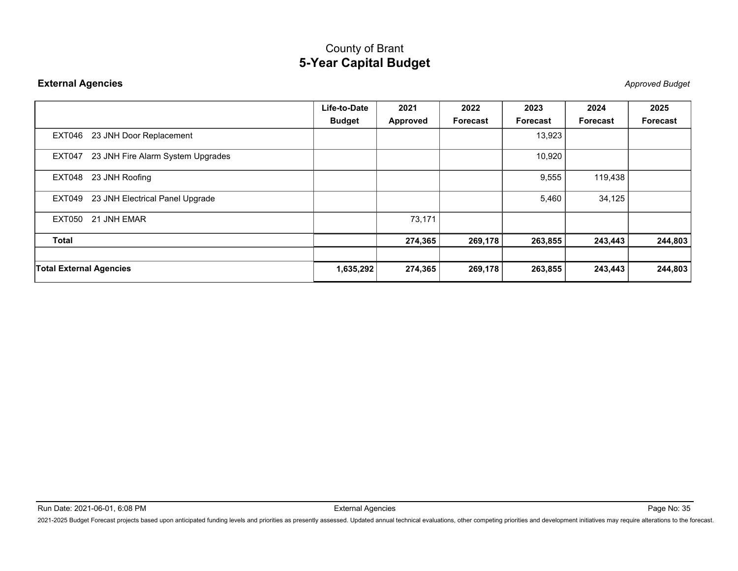# County of Brant
## 5-Year Capital Budget

**External Agencies** *Approved Budget*

| | Life-to-Date Budget | 2021 Approved | 2022 Forecast | 2023 Forecast | 2024 Forecast | 2025 Forecast |
|---|---|---|---|---|---|---|
| EXT046 23 JNH Door Replacement | | | | 13,923 | | |
| EXT047 23 JNH Fire Alarm System Upgrades | | | | 10,920 | | |
| EXT048 23 JNH Roofing | | | | 9,555 | 119,438 | |
| EXT049 23 JNH Electrical Panel Upgrade | | | | 5,460 | 34,125 | |
| EXT050 21 JNH EMAR | | 73,171 | | | | |
| **Total** | | **274,365** | **269,178** | **263,855** | **243,443** | **244,803** |
| | | | | | | |
| **Total External Agencies** | **1,635,292** | **274,365** | **269,178** | **263,855** | **243,443** | **244,803** |

Run Date: 2021-06-01, 6:08 PM External Agencies

2021-2025 Budget Forecast projects based upon anticipated funding levels and priorities as presently assessed. Updated annual technical evaluations, other competing priorities and development initiatives may require alterations to the forecast.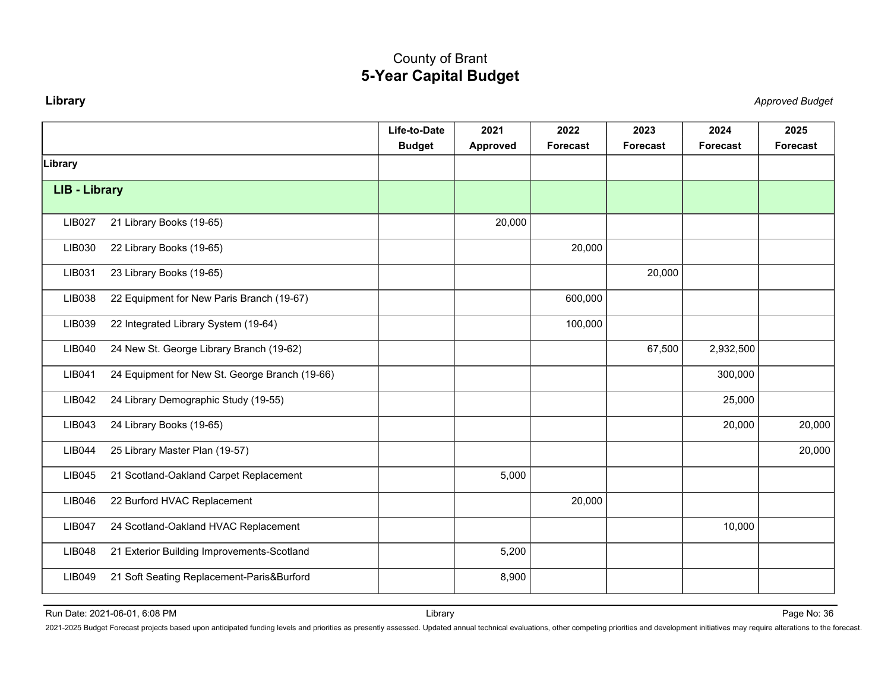# County of Brant
## 5-Year Capital Budget

**Library** *Approved Budget*

| | Life-to-Date Budget | 2021 Approved | 2022 Forecast | 2023 Forecast | 2024 Forecast | 2025 Forecast |
|---|---|---|---|---|---|---|
| **Library** | | | | | | |
| **LIB - Library** | | | | | | |
| LIB027 21 Library Books (19-65) | | 20,000 | | | | |
| LIB030 22 Library Books (19-65) | | | 20,000 | | | |
| LIB031 23 Library Books (19-65) | | | | 20,000 | | |
| LIB038 22 Equipment for New Paris Branch (19-67) | | | 600,000 | | | |
| LIB039 22 Integrated Library System (19-64) | | | 100,000 | | | |
| LIB040 24 New St. George Library Branch (19-62) | | | | 67,500 | 2,932,500 | |
| LIB041 24 Equipment for New St. George Branch (19-66) | | | | | 300,000 | |
| LIB042 24 Library Demographic Study (19-55) | | | | | 25,000 | |
| LIB043 24 Library Books (19-65) | | | | | 20,000 | 20,000 |
| LIB044 25 Library Master Plan (19-57) | | | | | | 20,000 |
| LIB045 21 Scotland-Oakland Carpet Replacement | | 5,000 | | | | |
| LIB046 22 Burford HVAC Replacement | | | 20,000 | | | |
| LIB047 24 Scotland-Oakland HVAC Replacement | | | | | 10,000 | |
| LIB048 21 Exterior Building Improvements-Scotland | | 5,200 | | | | |
| LIB049 21 Soft Seating Replacement-Paris&Burford | | 8,900 | | | | |

2021-2025 Budget Forecast projects based upon anticipated funding levels and priorities as presently assessed. Updated annual technical evaluations, other competing priorities and development initiatives may require alterations to the forecast.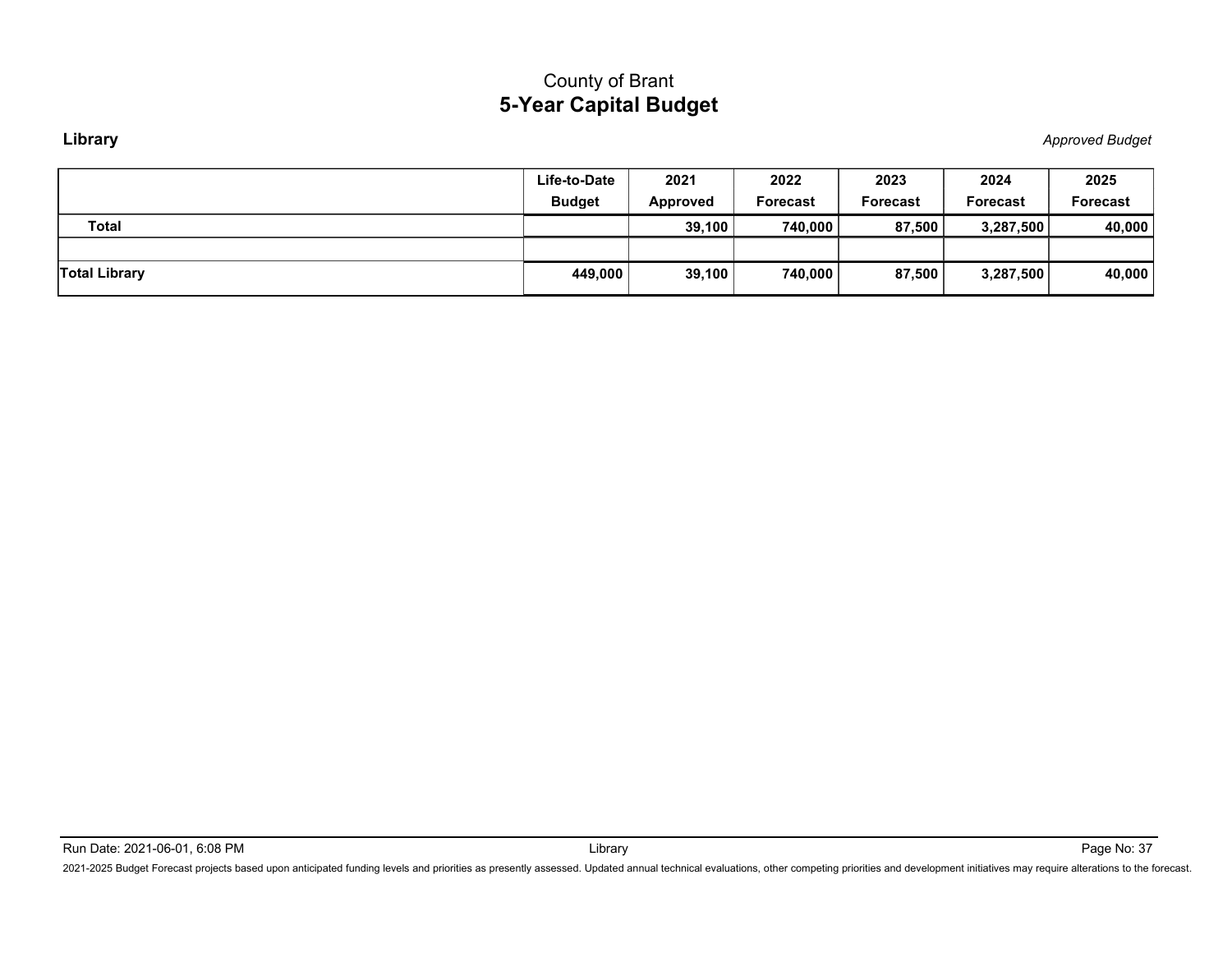# County of Brant
## 5-Year Capital Budget

**Library** *Approved Budget*

| | Life-to-Date Budget | 2021 Approved | 2022 Forecast | 2023 Forecast | 2024 Forecast | 2025 Forecast |
|---|---|---|---|---|---|---|
| **Total** | | **39,100** | **740,000** | **87,500** | **3,287,500** | **40,000** |
| | | | | | | |
| **Total Library** | **449,000** | **39,100** | **740,000** | **87,500** | **3,287,500** | **40,000** |

Run Date: 2021-06-01, 6:08 PM — Library

2021-2025 Budget Forecast projects based upon anticipated funding levels and priorities as presently assessed. Updated annual technical evaluations, other competing priorities and development initiatives may require alterations to the forecast.